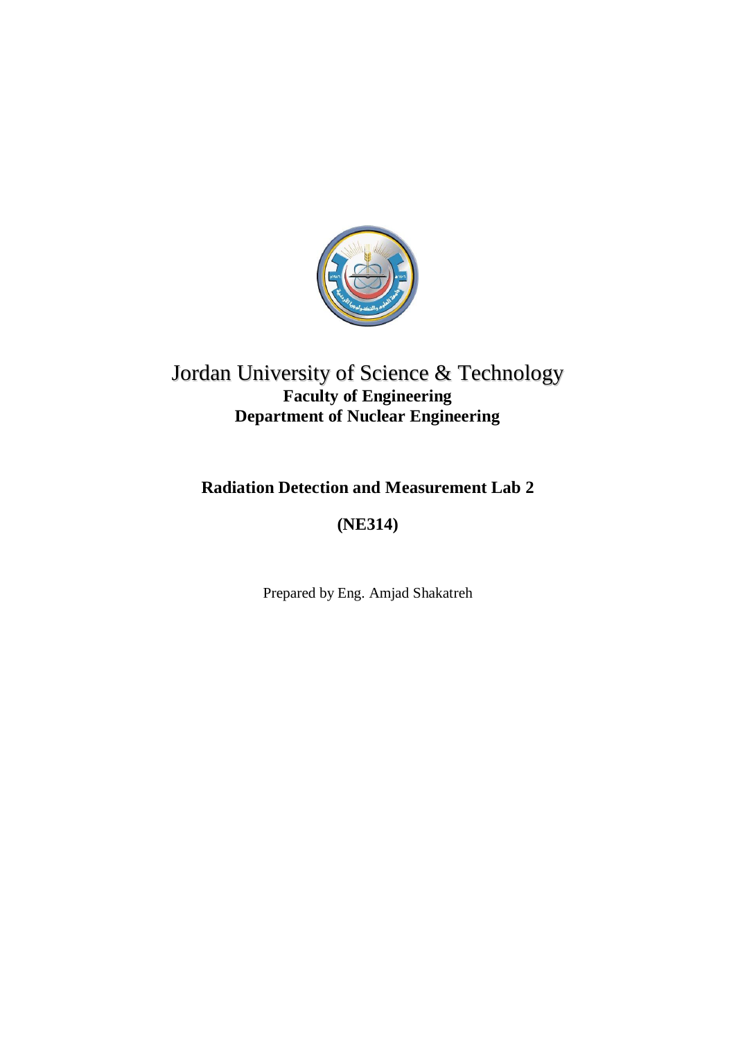# Jordan University of Science & Technology

**Faculty of Engineering**

**Department of Nuclear Engineering**

## Radiation Detection and Measurement Lab 2

## (NE314)

Prepared by Eng. Amjad Shakatreh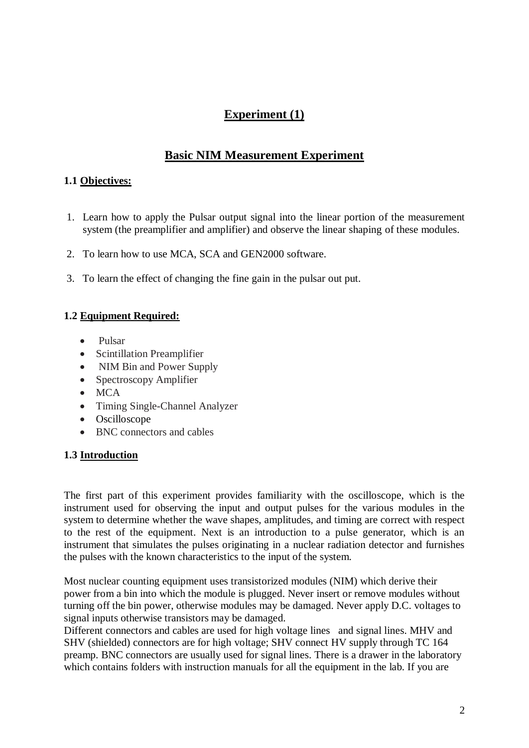# Experiment (1)

## Basic NIM Measurement Experiment

### 1.1 Objectives:

1. Learn how to apply the Pulsar output signal into the linear portion of the measurement system (the preamplifier and amplifier) and observe the linear shaping of these modules.
2. To learn how to use MCA, SCA and GEN2000 software.
3. To learn the effect of changing the fine gain in the pulsar out put.

### 1.2 Equipment Required:

- Pulsar
- Scintillation Preamplifier
- NIM Bin and Power Supply
- Spectroscopy Amplifier
- MCA
- Timing Single-Channel Analyzer
- Oscilloscope
- BNC connectors and cables

### 1.3 Introduction

The first part of this experiment provides familiarity with the oscilloscope, which is the instrument used for observing the input and output pulses for the various modules in the system to determine whether the wave shapes, amplitudes, and timing are correct with respect to the rest of the equipment. Next is an introduction to a pulse generator, which is an instrument that simulates the pulses originating in a nuclear radiation detector and furnishes the pulses with the known characteristics to the input of the system.

Most nuclear counting equipment uses transistorized modules (NIM) which derive their power from a bin into which the module is plugged. Never insert or remove modules without turning off the bin power, otherwise modules may be damaged. Never apply D.C. voltages to signal inputs otherwise transistors may be damaged.
Different connectors and cables are used for high voltage lines and signal lines. MHV and SHV (shielded) connectors are for high voltage; SHV connect HV supply through TC 164 preamp. BNC connectors are usually used for signal lines. There is a drawer in the laboratory which contains folders with instruction manuals for all the equipment in the lab. If you are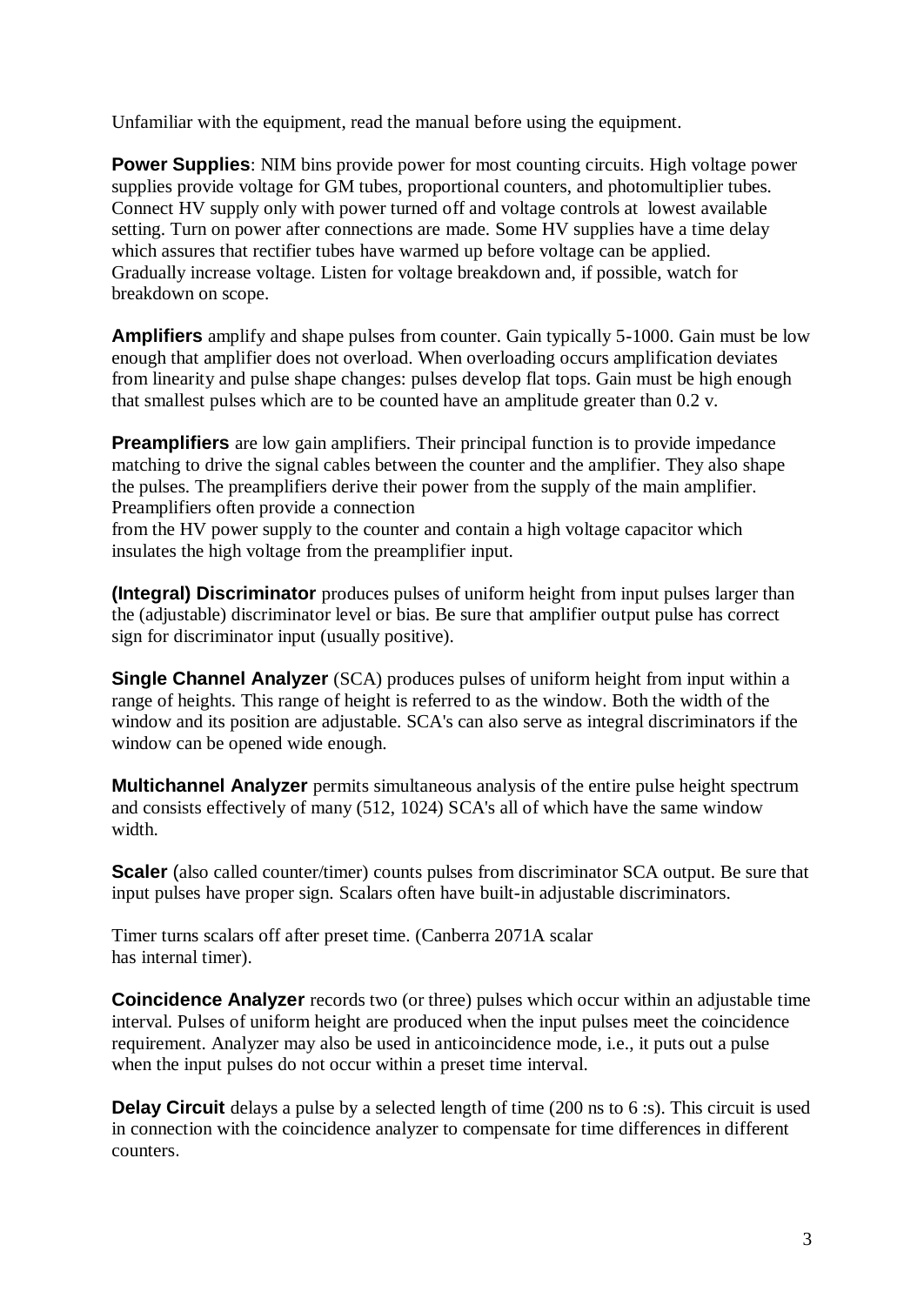Unfamiliar with the equipment, read the manual before using the equipment.

**Power Supplies**: NIM bins provide power for most counting circuits. High voltage power supplies provide voltage for GM tubes, proportional counters, and photomultiplier tubes. Connect HV supply only with power turned off and voltage controls at lowest available setting. Turn on power after connections are made. Some HV supplies have a time delay which assures that rectifier tubes have warmed up before voltage can be applied. Gradually increase voltage. Listen for voltage breakdown and, if possible, watch for breakdown on scope.

**Amplifiers** amplify and shape pulses from counter. Gain typically 5-1000. Gain must be low enough that amplifier does not overload. When overloading occurs amplification deviates from linearity and pulse shape changes: pulses develop flat tops. Gain must be high enough that smallest pulses which are to be counted have an amplitude greater than 0.2 v.

**Preamplifiers** are low gain amplifiers. Their principal function is to provide impedance matching to drive the signal cables between the counter and the amplifier. They also shape the pulses. The preamplifiers derive their power from the supply of the main amplifier. Preamplifiers often provide a connection from the HV power supply to the counter and contain a high voltage capacitor which insulates the high voltage from the preamplifier input.

**(Integral) Discriminator** produces pulses of uniform height from input pulses larger than the (adjustable) discriminator level or bias. Be sure that amplifier output pulse has correct sign for discriminator input (usually positive).

**Single Channel Analyzer** (SCA) produces pulses of uniform height from input within a range of heights. This range of height is referred to as the window. Both the width of the window and its position are adjustable. SCA's can also serve as integral discriminators if the window can be opened wide enough.

**Multichannel Analyzer** permits simultaneous analysis of the entire pulse height spectrum and consists effectively of many (512, 1024) SCA's all of which have the same window width.

**Scaler** (also called counter/timer) counts pulses from discriminator SCA output. Be sure that input pulses have proper sign. Scalars often have built-in adjustable discriminators.

Timer turns scalars off after preset time. (Canberra 2071A scalar has internal timer).

**Coincidence Analyzer** records two (or three) pulses which occur within an adjustable time interval. Pulses of uniform height are produced when the input pulses meet the coincidence requirement. Analyzer may also be used in anticoincidence mode, i.e., it puts out a pulse when the input pulses do not occur within a preset time interval.

**Delay Circuit** delays a pulse by a selected length of time (200 ns to 6 :s). This circuit is used in connection with the coincidence analyzer to compensate for time differences in different counters.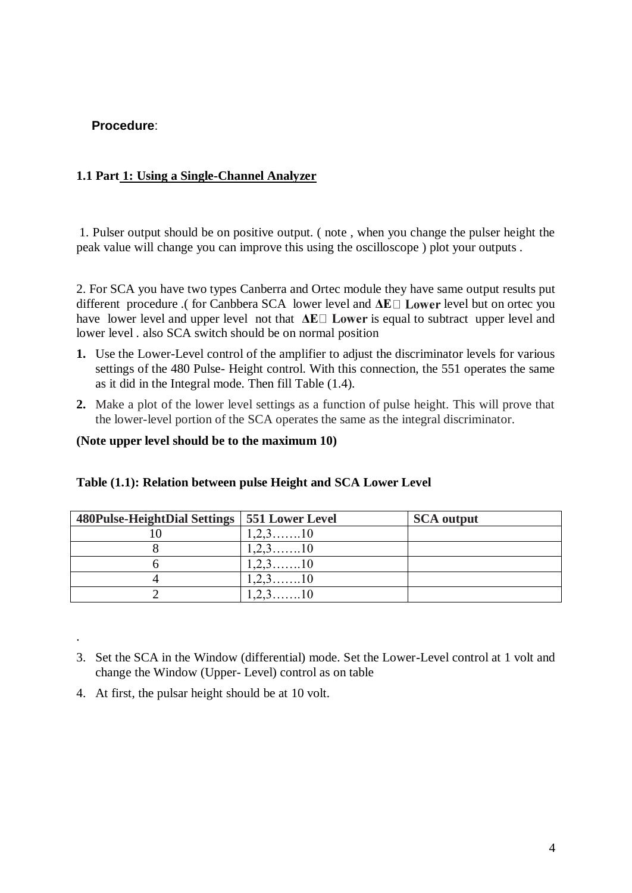**Procedure**:

### 1.1 Part 1: Using a Single-Channel Analyzer

1. Pulser output should be on positive output. ( note , when you change the pulser height the peak value will change you can improve this using the oscilloscope ) plot your outputs .

2. For SCA you have two types Canberra and Ortec module they have same output results put different procedure .( for Canbbera SCA lower level and **ΔE Lower** level but on ortec you have lower level and upper level not that **ΔE Lower** is equal to subtract upper level and lower level . also SCA switch should be on normal position

1. Use the Lower-Level control of the amplifier to adjust the discriminator levels for various settings of the 480 Pulse- Height control. With this connection, the 551 operates the same as it did in the Integral mode. Then fill Table (1.4).
2. Make a plot of the lower level settings as a function of pulse height. This will prove that the lower-level portion of the SCA operates the same as the integral discriminator.

**(Note upper level should be to the maximum 10)**

**Table (1.1): Relation between pulse Height and SCA Lower Level**

| 480Pulse-HeightDial Settings | 551 Lower Level | SCA output |
|---|---|---|
| 10 | 1,2,3…….10 | |
| 8 | 1,2,3…….10 | |
| 6 | 1,2,3…….10 | |
| 4 | 1,2,3…….10 | |
| 2 | 1,2,3…….10 | |

.

3. Set the SCA in the Window (differential) mode. Set the Lower-Level control at 1 volt and change the Window (Upper- Level) control as on table
4. At first, the pulsar height should be at 10 volt.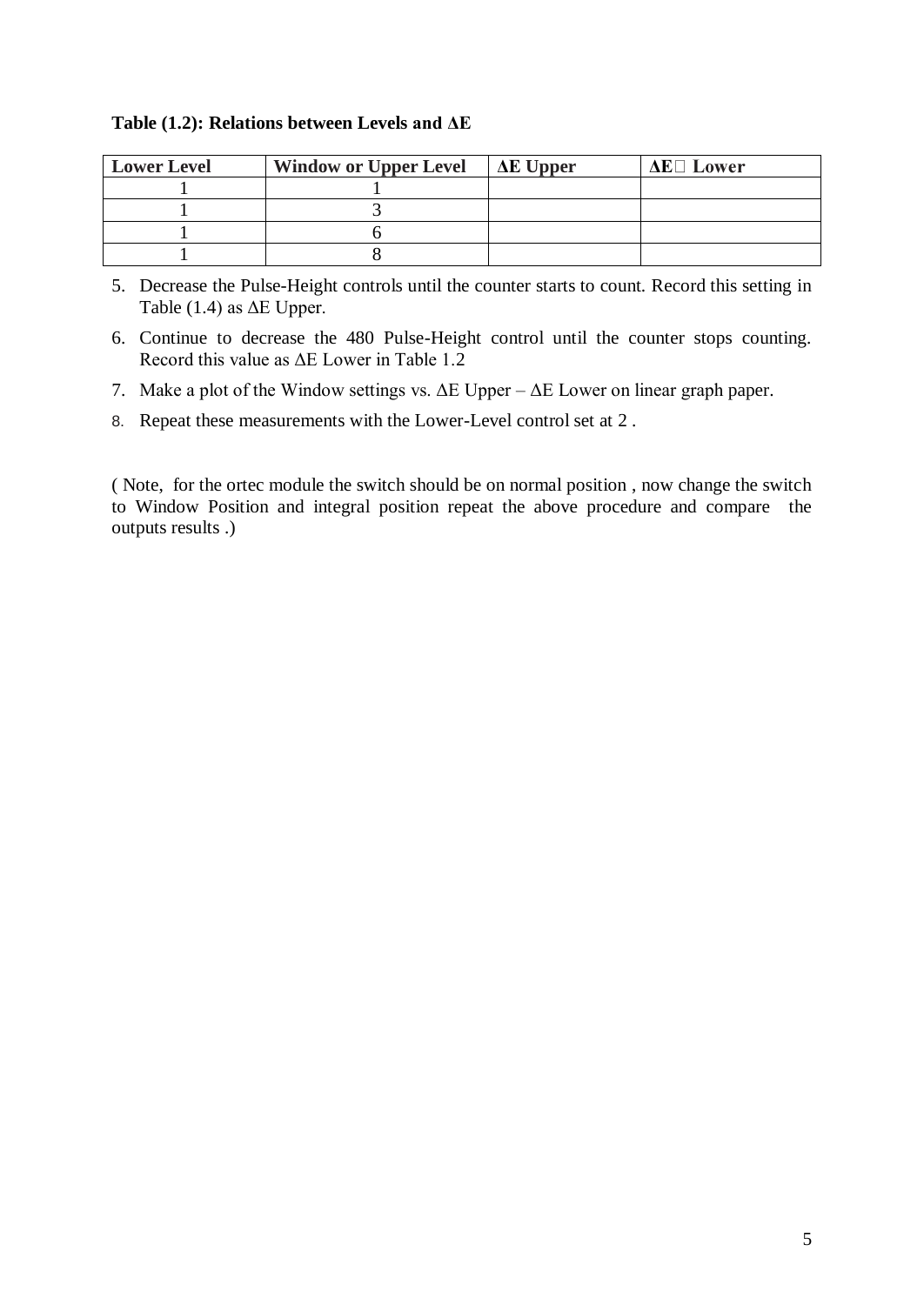**Table (1.2): Relations between Levels and ΔE**

| Lower Level | Window or Upper Level | ΔE Upper | ΔE Lower |
|---|---|---|---|
| 1 | 1 | | |
| 1 | 3 | | |
| 1 | 6 | | |
| 1 | 8 | | |

5. Decrease the Pulse-Height controls until the counter starts to count. Record this setting in Table (1.4) as ΔE Upper.
6. Continue to decrease the 480 Pulse-Height control until the counter stops counting. Record this value as ΔE Lower in Table 1.2
7. Make a plot of the Window settings vs. ΔE Upper – ΔE Lower on linear graph paper.
8. Repeat these measurements with the Lower-Level control set at 2 .

( Note, for the ortec module the switch should be on normal position , now change the switch to Window Position and integral position repeat the above procedure and compare the outputs results .)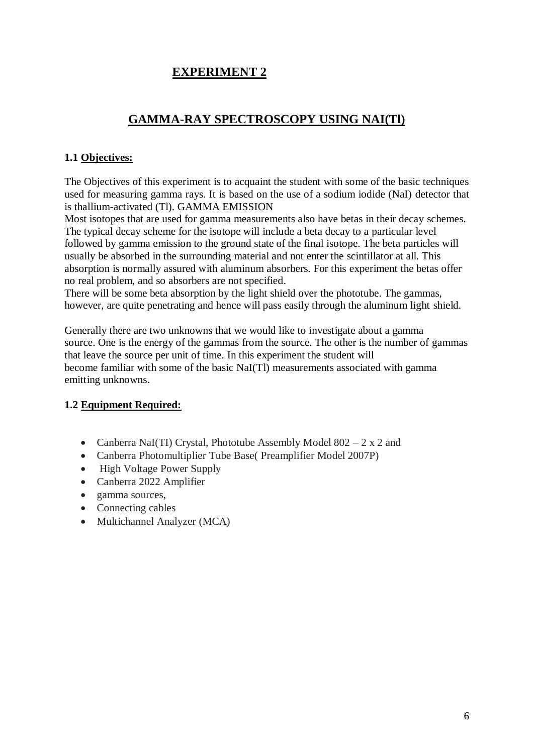# EXPERIMENT 2

## GAMMA-RAY SPECTROSCOPY USING NAI(Tl)

### 1.1 Objectives:

The Objectives of this experiment is to acquaint the student with some of the basic techniques used for measuring gamma rays. It is based on the use of a sodium iodide (NaI) detector that is thallium-activated (Tl). GAMMA EMISSION
Most isotopes that are used for gamma measurements also have betas in their decay schemes. The typical decay scheme for the isotope will include a beta decay to a particular level followed by gamma emission to the ground state of the final isotope. The beta particles will usually be absorbed in the surrounding material and not enter the scintillator at all. This absorption is normally assured with aluminum absorbers. For this experiment the betas offer no real problem, and so absorbers are not specified.
There will be some beta absorption by the light shield over the phototube. The gammas, however, are quite penetrating and hence will pass easily through the aluminum light shield.

Generally there are two unknowns that we would like to investigate about a gamma source. One is the energy of the gammas from the source. The other is the number of gammas that leave the source per unit of time. In this experiment the student will become familiar with some of the basic NaI(Tl) measurements associated with gamma emitting unknowns.

### 1.2 Equipment Required:

- Canberra NaI(TI) Crystal, Phototube Assembly Model 802 – 2 x 2 and
- Canberra Photomultiplier Tube Base( Preamplifier Model 2007P)
- High Voltage Power Supply
- Canberra 2022 Amplifier
- gamma sources,
- Connecting cables
- Multichannel Analyzer (MCA)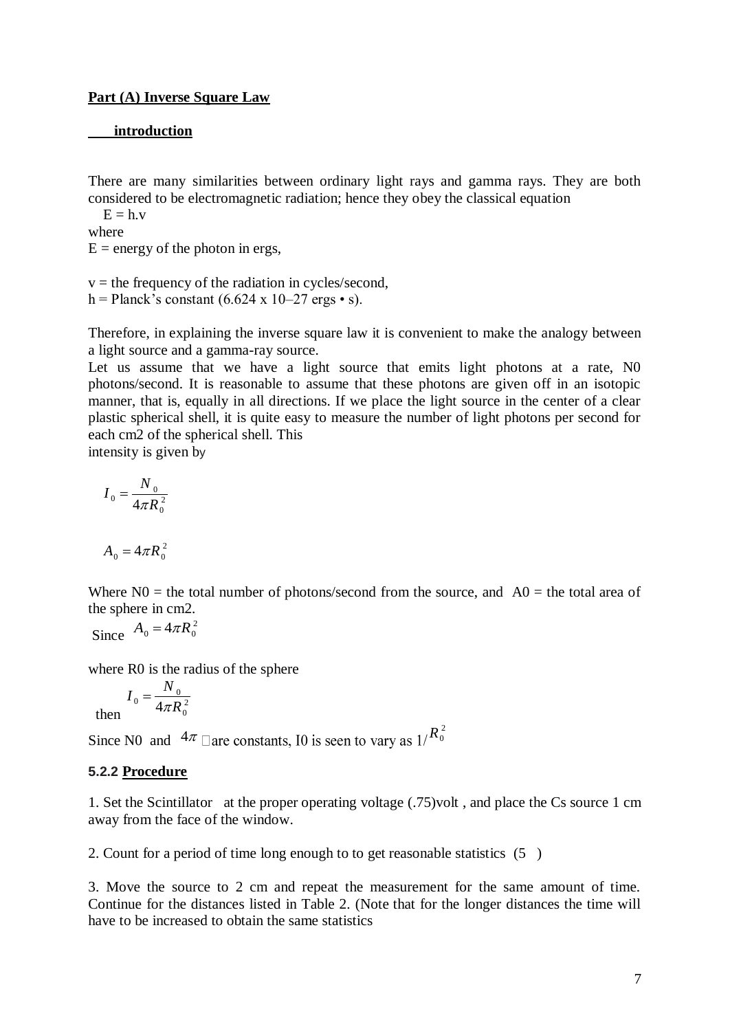**Part (A) Inverse Square Law**

**introduction**

There are many similarities between ordinary light rays and gamma rays. They are both considered to be electromagnetic radiation; hence they obey the classical equation

$E = h.v$

where

$E$ = energy of the photon in ergs,

$v$ = the frequency of the radiation in cycles/second,

$h$ = Planck's constant (6.624 x 10–27 ergs • s).

Therefore, in explaining the inverse square law it is convenient to make the analogy between a light source and a gamma-ray source.

Let us assume that we have a light source that emits light photons at a rate, $N_0$ photons/second. It is reasonable to assume that these photons are given off in an isotopic manner, that is, equally in all directions. If we place the light source in the center of a clear plastic spherical shell, it is quite easy to measure the number of light photons per second for each cm2 of the spherical shell. This intensity is given by

$$I_0 = \frac{N_0}{4\pi R_0^2}$$

$$A_0 = 4\pi R_0^2$$

Where $N_0$ = the total number of photons/second from the source, and $A_0$ = the total area of the sphere in cm2.

Since $A_0 = 4\pi R_0^2$

where $R_0$ is the radius of the sphere

then $I_0 = \dfrac{N_0}{4\pi R_0^2}$

Since $N_0$ and $4\pi$ are constants, $I_0$ is seen to vary as $1/R_0^2$

**5.2.2 Procedure**

1. Set the Scintillator at the proper operating voltage (.75)volt , and place the Cs source 1 cm away from the face of the window.

2. Count for a period of time long enough to to get reasonable statistics (5 )

3. Move the source to 2 cm and repeat the measurement for the same amount of time. Continue for the distances listed in Table 2. (Note that for the longer distances the time will have to be increased to obtain the same statistics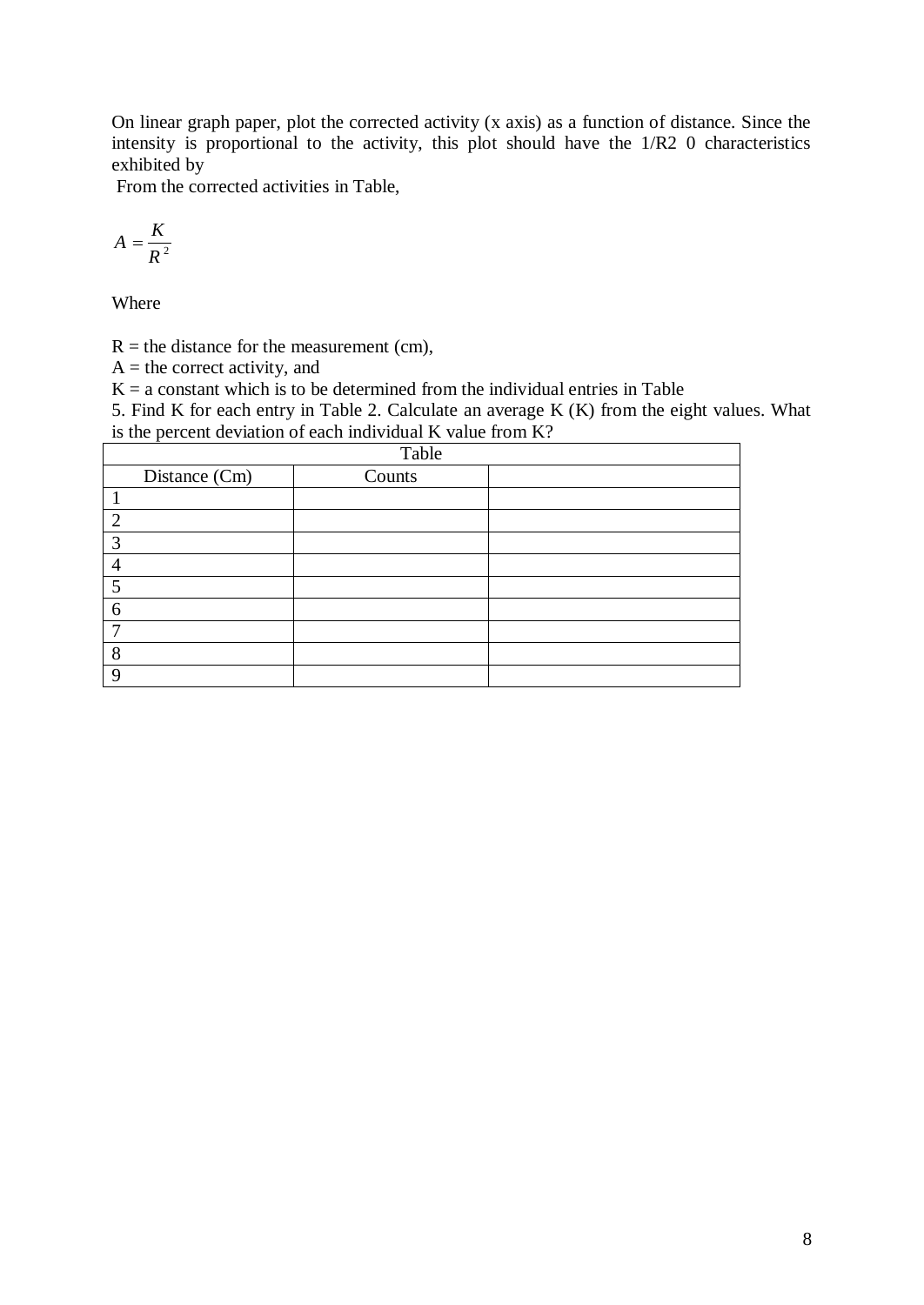On linear graph paper, plot the corrected activity (x axis) as a function of distance. Since the intensity is proportional to the activity, this plot should have the 1/R2 0 characteristics exhibited by

From the corrected activities in Table,

$$A = \frac{K}{R^2}$$

Where

R = the distance for the measurement (cm),
A = the correct activity, and
K = a constant which is to be determined from the individual entries in Table
5. Find K for each entry in Table 2. Calculate an average K (K) from the eight values. What is the percent deviation of each individual K value from K?

| Table | | |
|---|---|---|
| Distance (Cm) | Counts | |
| 1 | | |
| 2 | | |
| 3 | | |
| 4 | | |
| 5 | | |
| 6 | | |
| 7 | | |
| 8 | | |
| 9 | | |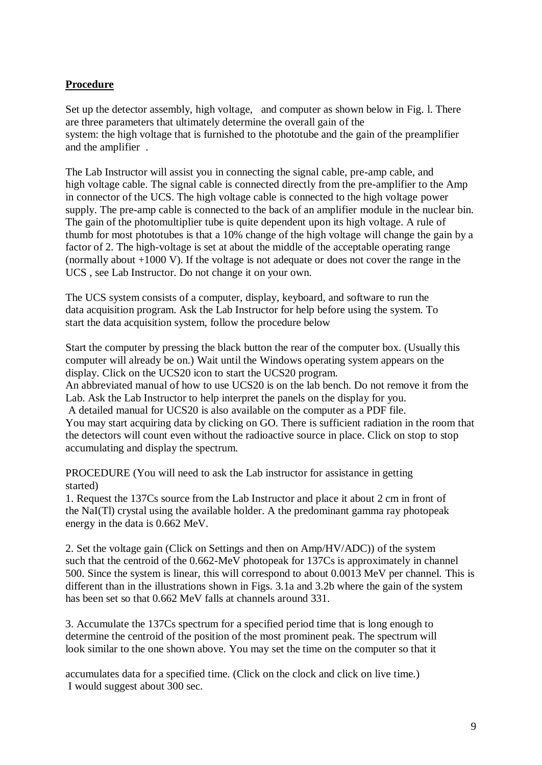**Procedure**

Set up the detector assembly, high voltage, and computer as shown below in Fig. l. There are three parameters that ultimately determine the overall gain of the system: the high voltage that is furnished to the phototube and the gain of the preamplifier and the amplifier .

The Lab Instructor will assist you in connecting the signal cable, pre-amp cable, and high voltage cable. The signal cable is connected directly from the pre-amplifier to the Amp in connector of the UCS. The high voltage cable is connected to the high voltage power supply. The pre-amp cable is connected to the back of an amplifier module in the nuclear bin. The gain of the photomultiplier tube is quite dependent upon its high voltage. A rule of thumb for most phototubes is that a 10% change of the high voltage will change the gain by a factor of 2. The high-voltage is set at about the middle of the acceptable operating range (normally about +1000 V). If the voltage is not adequate or does not cover the range in the UCS , see Lab Instructor. Do not change it on your own.

The UCS system consists of a computer, display, keyboard, and software to run the data acquisition program. Ask the Lab Instructor for help before using the system. To start the data acquisition system, follow the procedure below

Start the computer by pressing the black button the rear of the computer box. (Usually this computer will already be on.) Wait until the Windows operating system appears on the display. Click on the UCS20 icon to start the UCS20 program.
An abbreviated manual of how to use UCS20 is on the lab bench. Do not remove it from the Lab. Ask the Lab Instructor to help interpret the panels on the display for you.
A detailed manual for UCS20 is also available on the computer as a PDF file.
You may start acquiring data by clicking on GO. There is sufficient radiation in the room that the detectors will count even without the radioactive source in place. Click on stop to stop accumulating and display the spectrum.

PROCEDURE (You will need to ask the Lab instructor for assistance in getting started)

1. Request the 137Cs source from the Lab Instructor and place it about 2 cm in front of the NaI(Tl) crystal using the available holder. A the predominant gamma ray photopeak energy in the data is 0.662 MeV.

2. Set the voltage gain (Click on Settings and then on Amp/HV/ADC)) of the system such that the centroid of the 0.662-MeV photopeak for 137Cs is approximately in channel 500. Since the system is linear, this will correspond to about 0.0013 MeV per channel. This is different than in the illustrations shown in Figs. 3.1a and 3.2b where the gain of the system has been set so that 0.662 MeV falls at channels around 331.

3. Accumulate the 137Cs spectrum for a specified period time that is long enough to determine the centroid of the position of the most prominent peak. The spectrum will look similar to the one shown above. You may set the time on the computer so that it accumulates data for a specified time. (Click on the clock and click on live time.) I would suggest about 300 sec.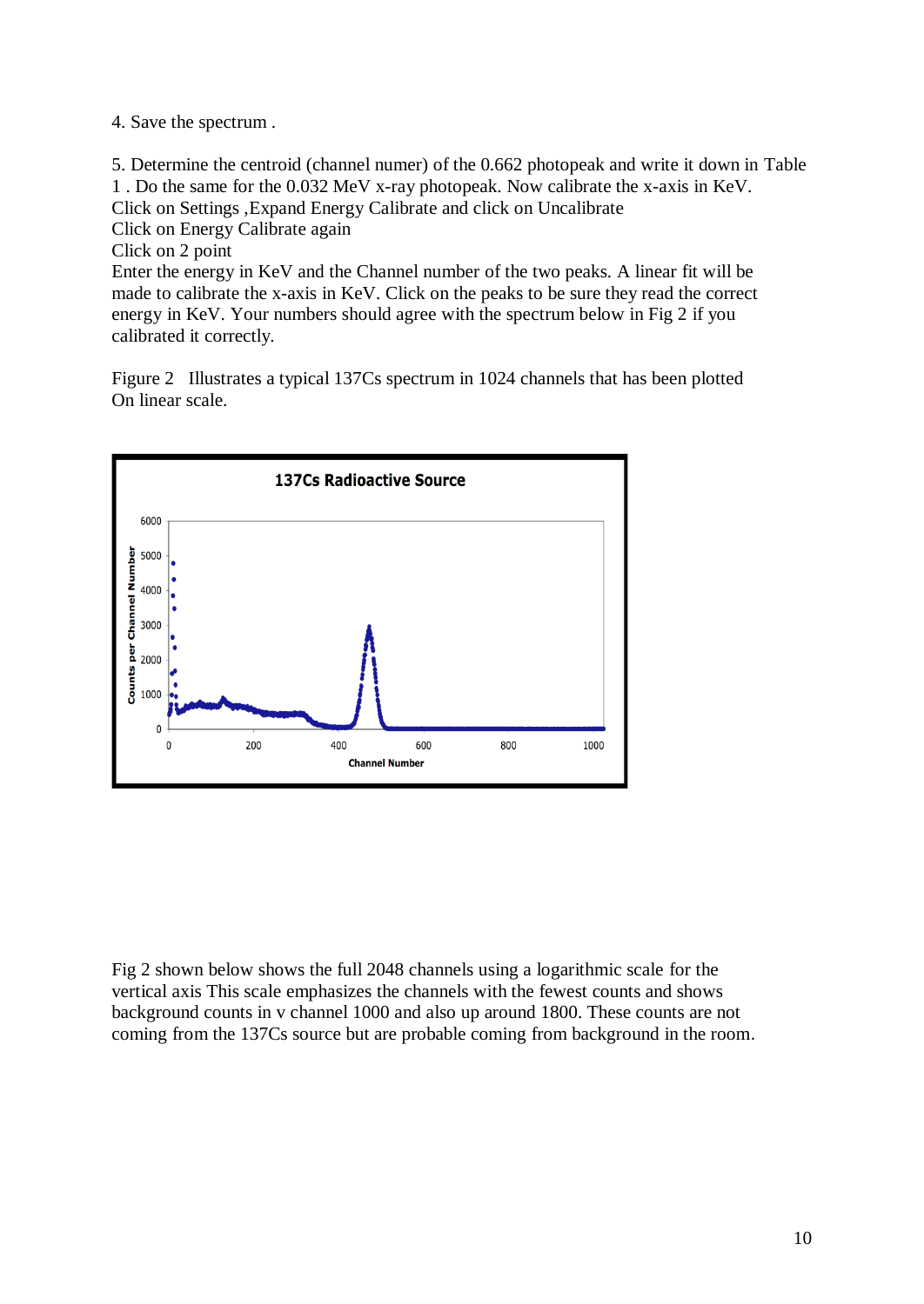4. Save the spectrum .

5. Determine the centroid (channel numer) of the 0.662 photopeak and write it down in Table 1 . Do the same for the 0.032 MeV x-ray photopeak. Now calibrate the x-axis in KeV.
Click on Settings ,Expand Energy Calibrate and click on Uncalibrate
Click on Energy Calibrate again
Click on 2 point
Enter the energy in KeV and the Channel number of the two peaks. A linear fit will be made to calibrate the x-axis in KeV. Click on the peaks to be sure they read the correct energy in KeV. Your numbers should agree with the spectrum below in Fig 2 if you calibrated it correctly.

Figure 2 Illustrates a typical 137Cs spectrum in 1024 channels that has been plotted On linear scale.

Fig 2 shown below shows the full 2048 channels using a logarithmic scale for the vertical axis This scale emphasizes the channels with the fewest counts and shows background counts in v channel 1000 and also up around 1800. These counts are not coming from the 137Cs source but are probable coming from background in the room.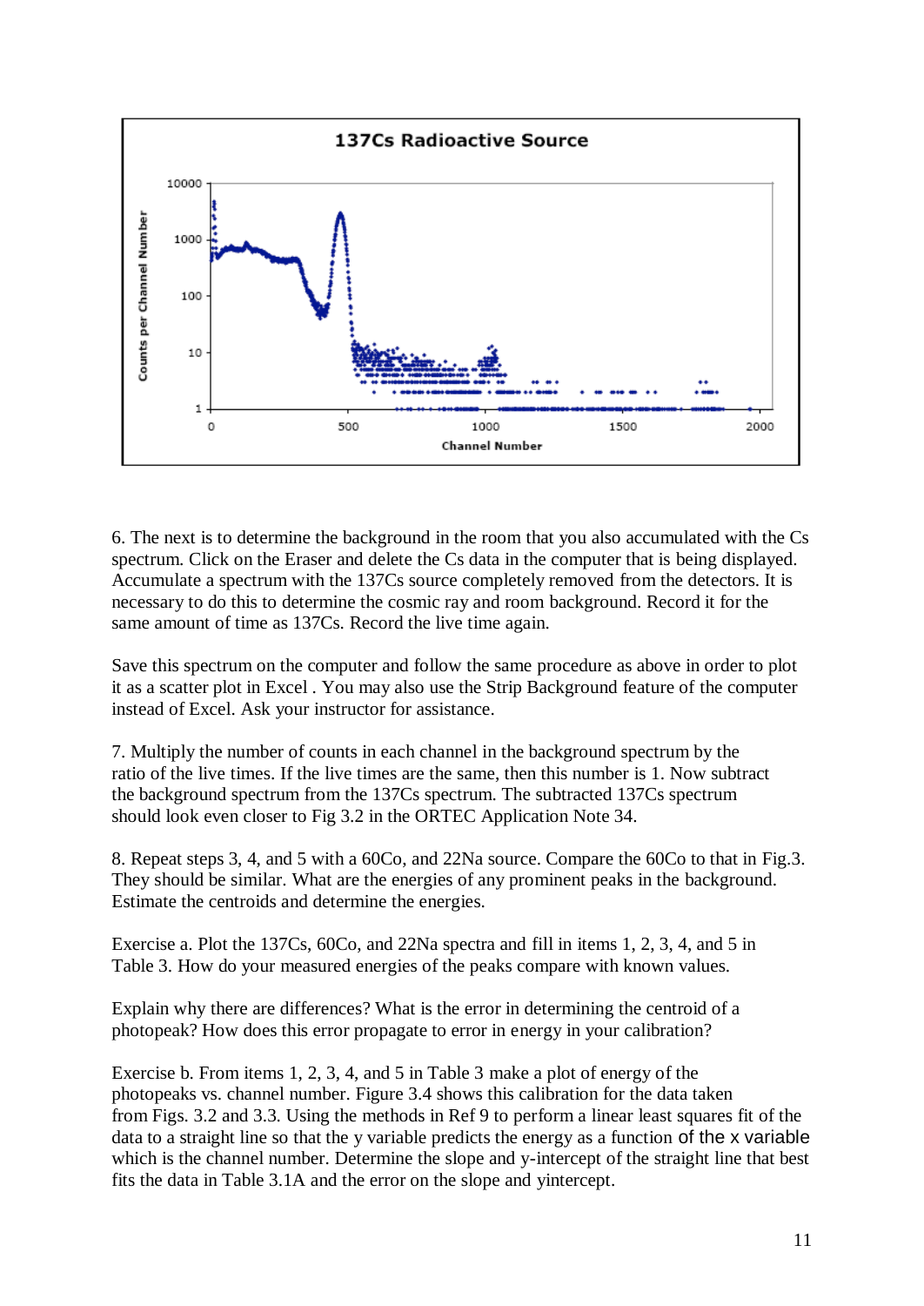6. The next is to determine the background in the room that you also accumulated with the Cs spectrum. Click on the Eraser and delete the Cs data in the computer that is being displayed. Accumulate a spectrum with the 137Cs source completely removed from the detectors. It is necessary to do this to determine the cosmic ray and room background. Record it for the same amount of time as 137Cs. Record the live time again.

Save this spectrum on the computer and follow the same procedure as above in order to plot it as a scatter plot in Excel . You may also use the Strip Background feature of the computer instead of Excel. Ask your instructor for assistance.

7. Multiply the number of counts in each channel in the background spectrum by the ratio of the live times. If the live times are the same, then this number is 1. Now subtract the background spectrum from the 137Cs spectrum. The subtracted 137Cs spectrum should look even closer to Fig 3.2 in the ORTEC Application Note 34.

8. Repeat steps 3, 4, and 5 with a 60Co, and 22Na source. Compare the 60Co to that in Fig.3. They should be similar. What are the energies of any prominent peaks in the background. Estimate the centroids and determine the energies.

Exercise a. Plot the 137Cs, 60Co, and 22Na spectra and fill in items 1, 2, 3, 4, and 5 in Table 3. How do your measured energies of the peaks compare with known values.

Explain why there are differences? What is the error in determining the centroid of a photopeak? How does this error propagate to error in energy in your calibration?

Exercise b. From items 1, 2, 3, 4, and 5 in Table 3 make a plot of energy of the photopeaks vs. channel number. Figure 3.4 shows this calibration for the data taken from Figs. 3.2 and 3.3. Using the methods in Ref 9 to perform a linear least squares fit of the data to a straight line so that the y variable predicts the energy as a function of the x variable which is the channel number. Determine the slope and y-intercept of the straight line that best fits the data in Table 3.1A and the error on the slope and yintercept.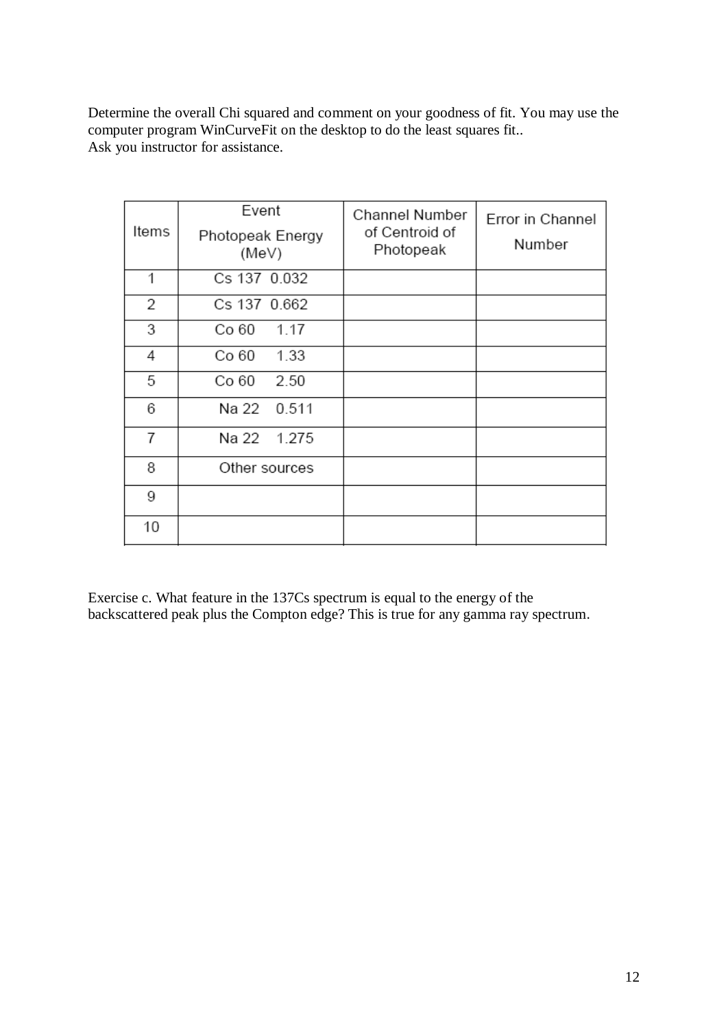Determine the overall Chi squared and comment on your goodness of fit. You may use the computer program WinCurveFit on the desktop to do the least squares fit..
Ask you instructor for assistance.

| Items | Event<br>Photopeak Energy (MeV) | Channel Number of Centroid of Photopeak | Error in Channel Number |
|---|---|---|---|
| 1 | Cs 137 0.032 | | |
| 2 | Cs 137 0.662 | | |
| 3 | Co 60 1.17 | | |
| 4 | Co 60 1.33 | | |
| 5 | Co 60 2.50 | | |
| 6 | Na 22 0.511 | | |
| 7 | Na 22 1.275 | | |
| 8 | Other sources | | |
| 9 | | | |
| 10 | | | |

Exercise c. What feature in the 137Cs spectrum is equal to the energy of the backscattered peak plus the Compton edge? This is true for any gamma ray spectrum.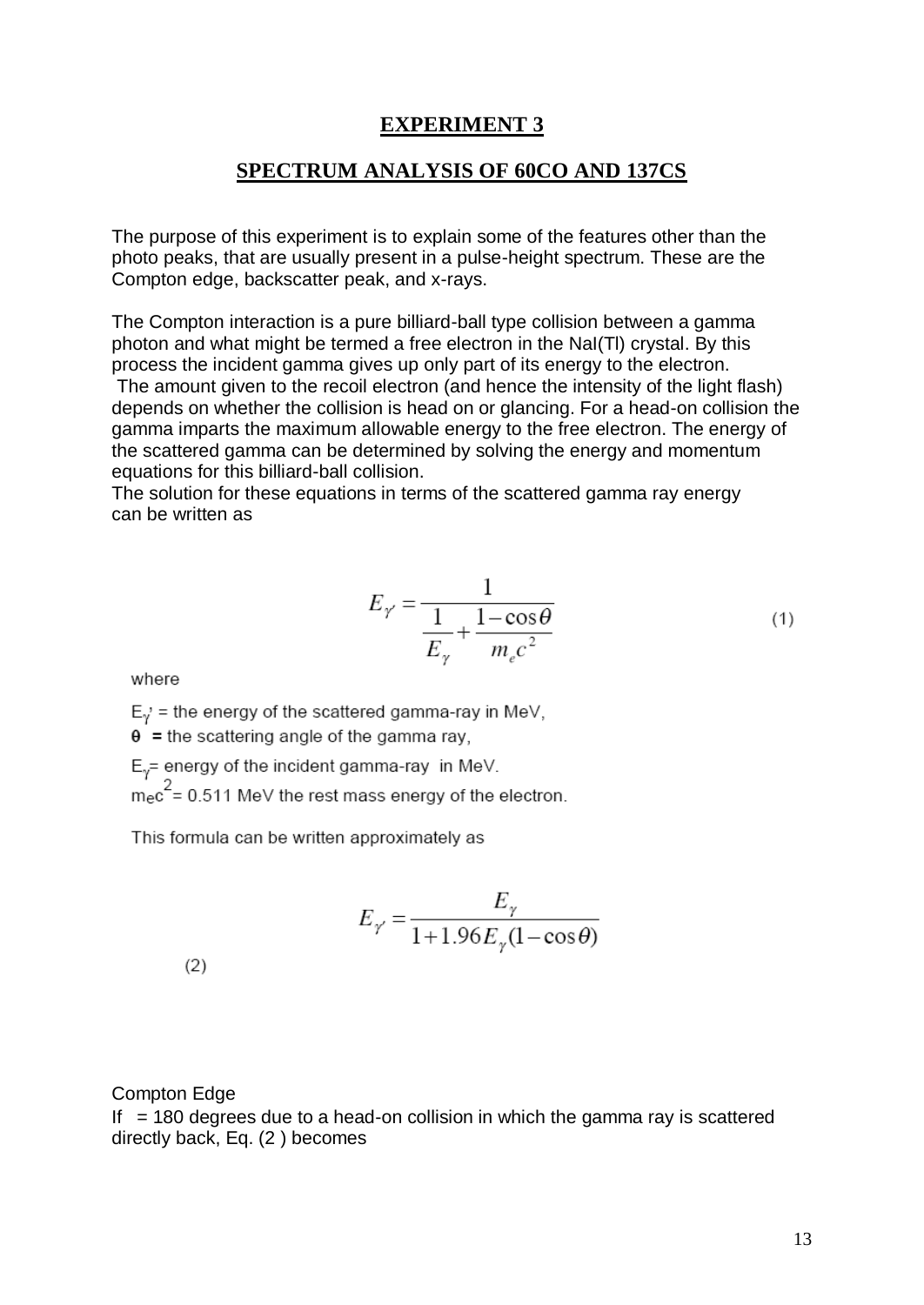# EXPERIMENT 3

## SPECTRUM ANALYSIS OF 60CO AND 137CS

The purpose of this experiment is to explain some of the features other than the photo peaks, that are usually present in a pulse-height spectrum. These are the Compton edge, backscatter peak, and x-rays.

The Compton interaction is a pure billiard-ball type collision between a gamma photon and what might be termed a free electron in the NaI(Tl) crystal. By this process the incident gamma gives up only part of its energy to the electron. The amount given to the recoil electron (and hence the intensity of the light flash) depends on whether the collision is head on or glancing. For a head-on collision the gamma imparts the maximum allowable energy to the free electron. The energy of the scattered gamma can be determined by solving the energy and momentum equations for this billiard-ball collision.
The solution for these equations in terms of the scattered gamma ray energy can be written as

$$E_{\gamma'} = \frac{1}{\frac{1}{E_\gamma} + \frac{1-\cos\theta}{m_e c^2}} \tag{1}$$

where

$E_{\gamma'}$ = the energy of the scattered gamma-ray in MeV,
$\theta$ = the scattering angle of the gamma ray,
$E_\gamma$ = energy of the incident gamma-ray in MeV.
$m_e c^2$ = 0.511 MeV the rest mass energy of the electron.

This formula can be written approximately as

$$E_{\gamma'} = \frac{E_\gamma}{1 + 1.96 E_\gamma (1-\cos\theta)} \tag{2}$$

Compton Edge

If = 180 degrees due to a head-on collision in which the gamma ray is scattered directly back, Eq. (2 ) becomes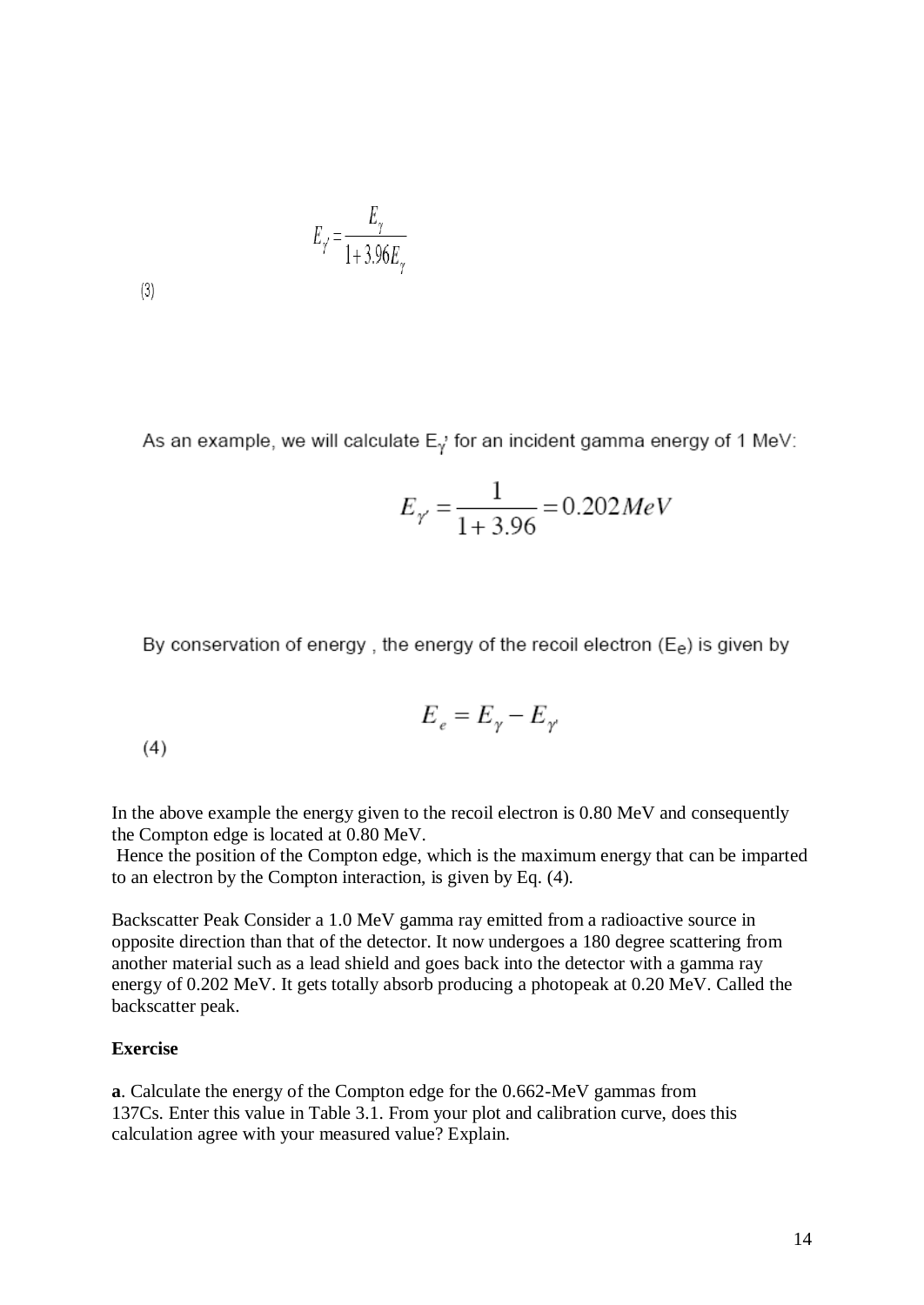$$E_{\gamma'} = \frac{E_\gamma}{1+3.96E_\gamma}$$

(3)

As an example, we will calculate $E_{\gamma'}$ for an incident gamma energy of 1 MeV:

$$E_{\gamma'} = \frac{1}{1+3.96} = 0.202\,MeV$$

By conservation of energy , the energy of the recoil electron ($E_e$) is given by

$$E_e = E_\gamma - E_{\gamma'}$$

(4)

In the above example the energy given to the recoil electron is 0.80 MeV and consequently the Compton edge is located at 0.80 MeV.
Hence the position of the Compton edge, which is the maximum energy that can be imparted to an electron by the Compton interaction, is given by Eq. (4).

Backscatter Peak Consider a 1.0 MeV gamma ray emitted from a radioactive source in opposite direction than that of the detector. It now undergoes a 180 degree scattering from another material such as a lead shield and goes back into the detector with a gamma ray energy of 0.202 MeV. It gets totally absorb producing a photopeak at 0.20 MeV. Called the backscatter peak.

**Exercise**

**a**. Calculate the energy of the Compton edge for the 0.662-MeV gammas from 137Cs. Enter this value in Table 3.1. From your plot and calibration curve, does this calculation agree with your measured value? Explain.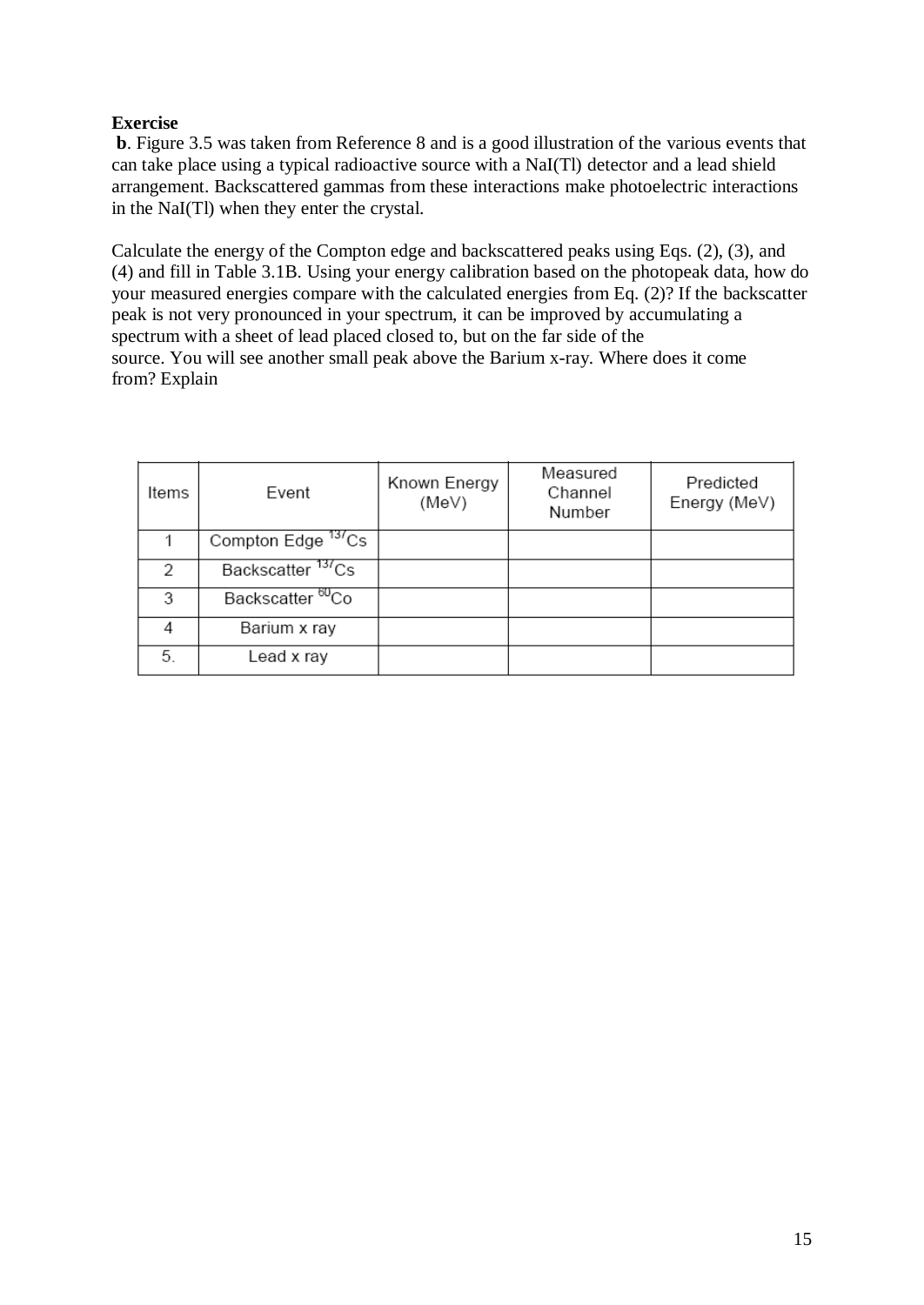**Exercise**

**b**. Figure 3.5 was taken from Reference 8 and is a good illustration of the various events that can take place using a typical radioactive source with a NaI(Tl) detector and a lead shield arrangement. Backscattered gammas from these interactions make photoelectric interactions in the NaI(Tl) when they enter the crystal.

Calculate the energy of the Compton edge and backscattered peaks using Eqs. (2), (3), and (4) and fill in Table 3.1B. Using your energy calibration based on the photopeak data, how do your measured energies compare with the calculated energies from Eq. (2)? If the backscatter peak is not very pronounced in your spectrum, it can be improved by accumulating a spectrum with a sheet of lead placed closed to, but on the far side of the source. You will see another small peak above the Barium x-ray. Where does it come from? Explain

| Items | Event | Known Energy (MeV) | Measured Channel Number | Predicted Energy (MeV) |
|---|---|---|---|---|
| 1 | Compton Edge $^{137}Cs$ | | | |
| 2 | Backscatter $^{137}Cs$ | | | |
| 3 | Backscatter $^{60}Co$ | | | |
| 4 | Barium x ray | | | |
| 5. | Lead x ray | | | |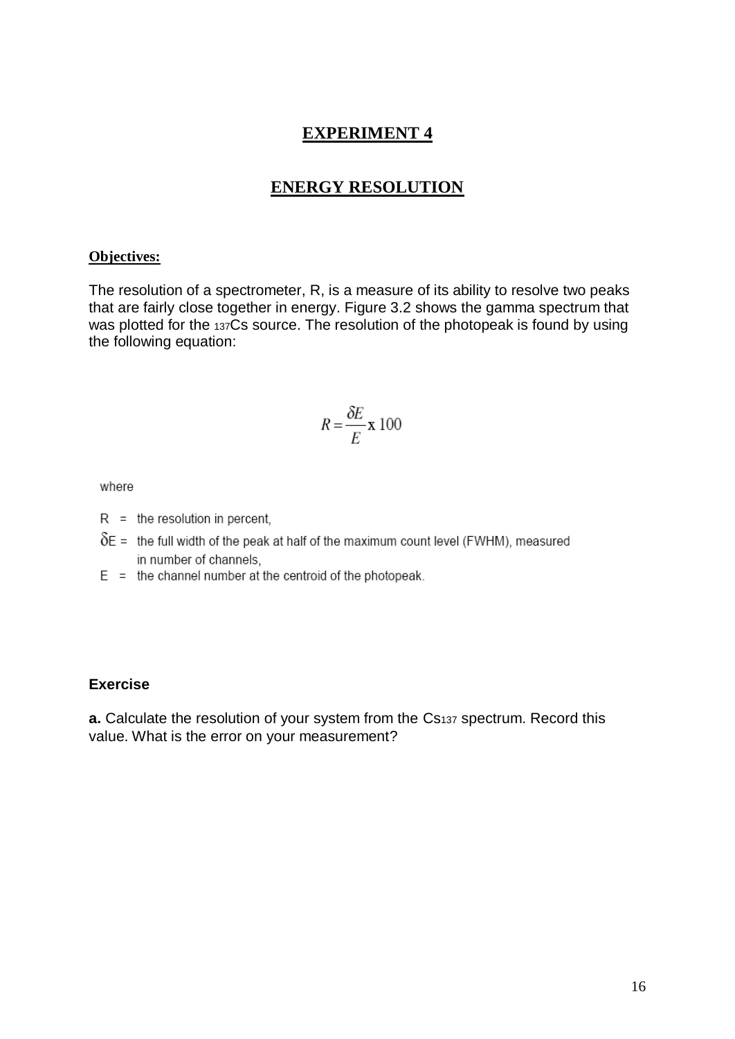# EXPERIMENT 4

## ENERGY RESOLUTION

**Objectives:**

The resolution of a spectrometer, R, is a measure of its ability to resolve two peaks that are fairly close together in energy. Figure 3.2 shows the gamma spectrum that was plotted for the $^{137}$Cs source. The resolution of the photopeak is found by using the following equation:

$$R = \frac{\delta E}{E} \text{ x } 100$$

where

- $R$ = the resolution in percent,
- $\delta E$ = the full width of the peak at half of the maximum count level (FWHM), measured in number of channels,
- $E$ = the channel number at the centroid of the photopeak.

**Exercise**

**a.** Calculate the resolution of your system from the $Cs_{137}$ spectrum. Record this value. What is the error on your measurement?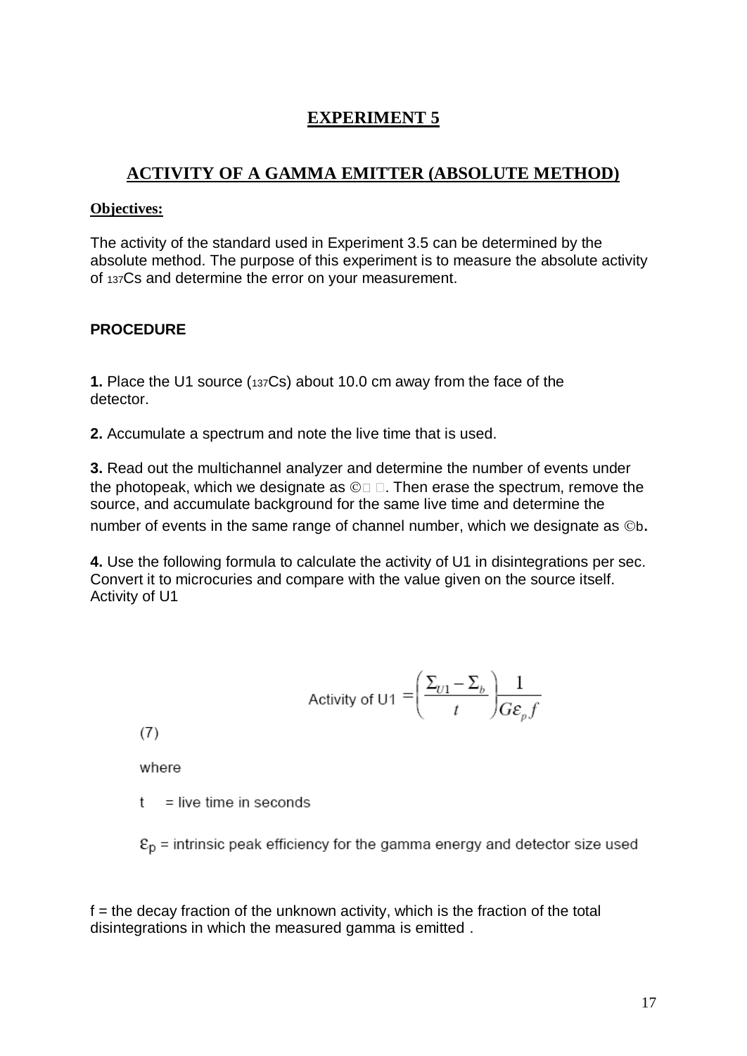# EXPERIMENT 5

## ACTIVITY OF A GAMMA EMITTER (ABSOLUTE METHOD)

**Objectives:**

The activity of the standard used in Experiment 3.5 can be determined by the absolute method. The purpose of this experiment is to measure the absolute activity of $^{137}$Cs and determine the error on your measurement.

**PROCEDURE**

**1.** Place the U1 source ($^{137}$Cs) about 10.0 cm away from the face of the detector.

**2.** Accumulate a spectrum and note the live time that is used.

**3.** Read out the multichannel analyzer and determine the number of events under the photopeak, which we designate as ©  . Then erase the spectrum, remove the source, and accumulate background for the same live time and determine the number of events in the same range of channel number, which we designate as ©b**.**

**4.** Use the following formula to calculate the activity of U1 in disintegrations per sec. Convert it to microcuries and compare with the value given on the source itself. Activity of U1

$$\text{Activity of U1} = \left( \frac{\Sigma_{U1} - \Sigma_b}{t} \right) \frac{1}{G\varepsilon_p f}$$

(7)

where

t = live time in seconds

$\varepsilon_p$ = intrinsic peak efficiency for the gamma energy and detector size used

f = the decay fraction of the unknown activity, which is the fraction of the total disintegrations in which the measured gamma is emitted .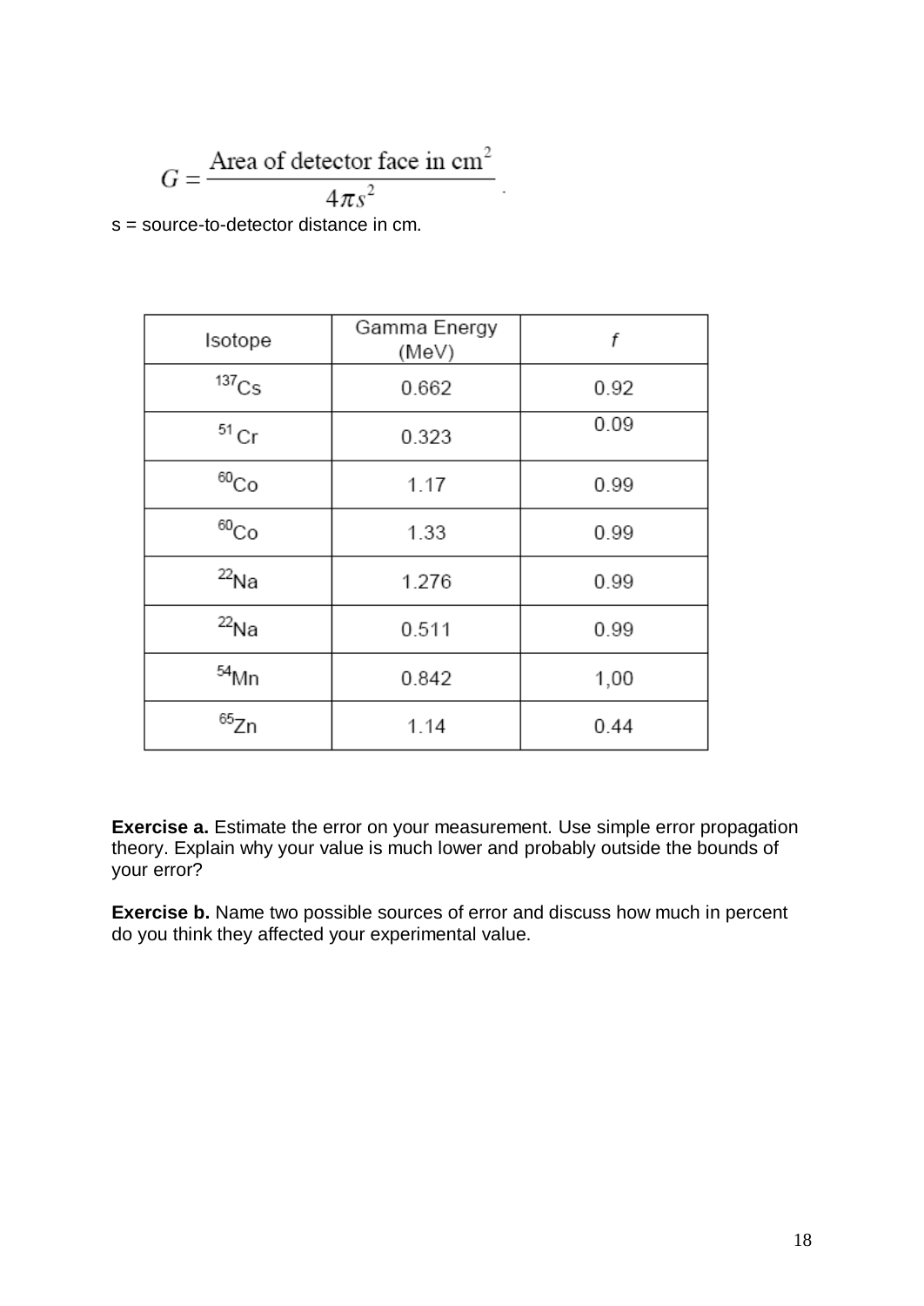$$G = \frac{\text{Area of detector face in cm}^2}{4\pi s^2}$$

s = source-to-detector distance in cm.

| Isotope | Gamma Energy (MeV) | $f$ |
|---|---|---|
| $^{137}Cs$ | 0.662 | 0.92 |
| $^{51}Cr$ | 0.323 | 0.09 |
| $^{60}Co$ | 1.17 | 0.99 |
| $^{60}Co$ | 1.33 | 0.99 |
| $^{22}Na$ | 1.276 | 0.99 |
| $^{22}Na$ | 0.511 | 0.99 |
| $^{54}Mn$ | 0.842 | 1,00 |
| $^{65}Zn$ | 1.14 | 0.44 |

**Exercise a.** Estimate the error on your measurement. Use simple error propagation theory. Explain why your value is much lower and probably outside the bounds of your error?

**Exercise b.** Name two possible sources of error and discuss how much in percent do you think they affected your experimental value.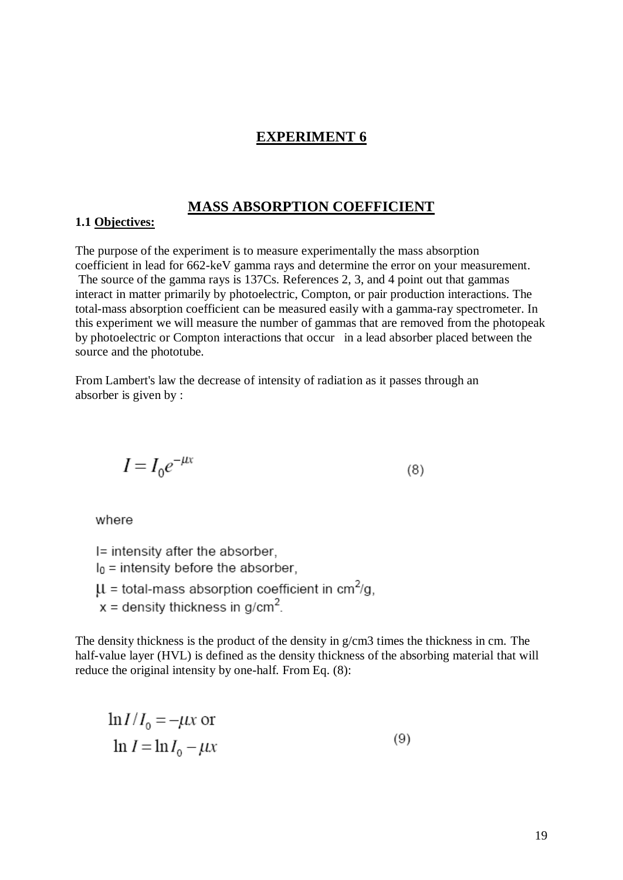# EXPERIMENT 6

## MASS ABSORPTION COEFFICIENT

### 1.1 Objectives:

The purpose of the experiment is to measure experimentally the mass absorption coefficient in lead for 662-keV gamma rays and determine the error on your measurement. The source of the gamma rays is 137Cs. References 2, 3, and 4 point out that gammas interact in matter primarily by photoelectric, Compton, or pair production interactions. The total-mass absorption coefficient can be measured easily with a gamma-ray spectrometer. In this experiment we will measure the number of gammas that are removed from the photopeak by photoelectric or Compton interactions that occur in a lead absorber placed between the source and the phototube.

From Lambert's law the decrease of intensity of radiation as it passes through an absorber is given by :

$$I = I_0 e^{-\mu x} \tag{8}$$

where

$I$ = intensity after the absorber,
$I_0$ = intensity before the absorber,
$\mu$ = total-mass absorption coefficient in $cm^2/g$,
$x$ = density thickness in $g/cm^2$.

The density thickness is the product of the density in g/cm3 times the thickness in cm. The half-value layer (HVL) is defined as the density thickness of the absorbing material that will reduce the original intensity by one-half. From Eq. (8):

$$\begin{aligned} \ln I / I_0 &= -\mu x \text{ or} \\ \ln I &= \ln I_0 - \mu x \end{aligned} \tag{9}$$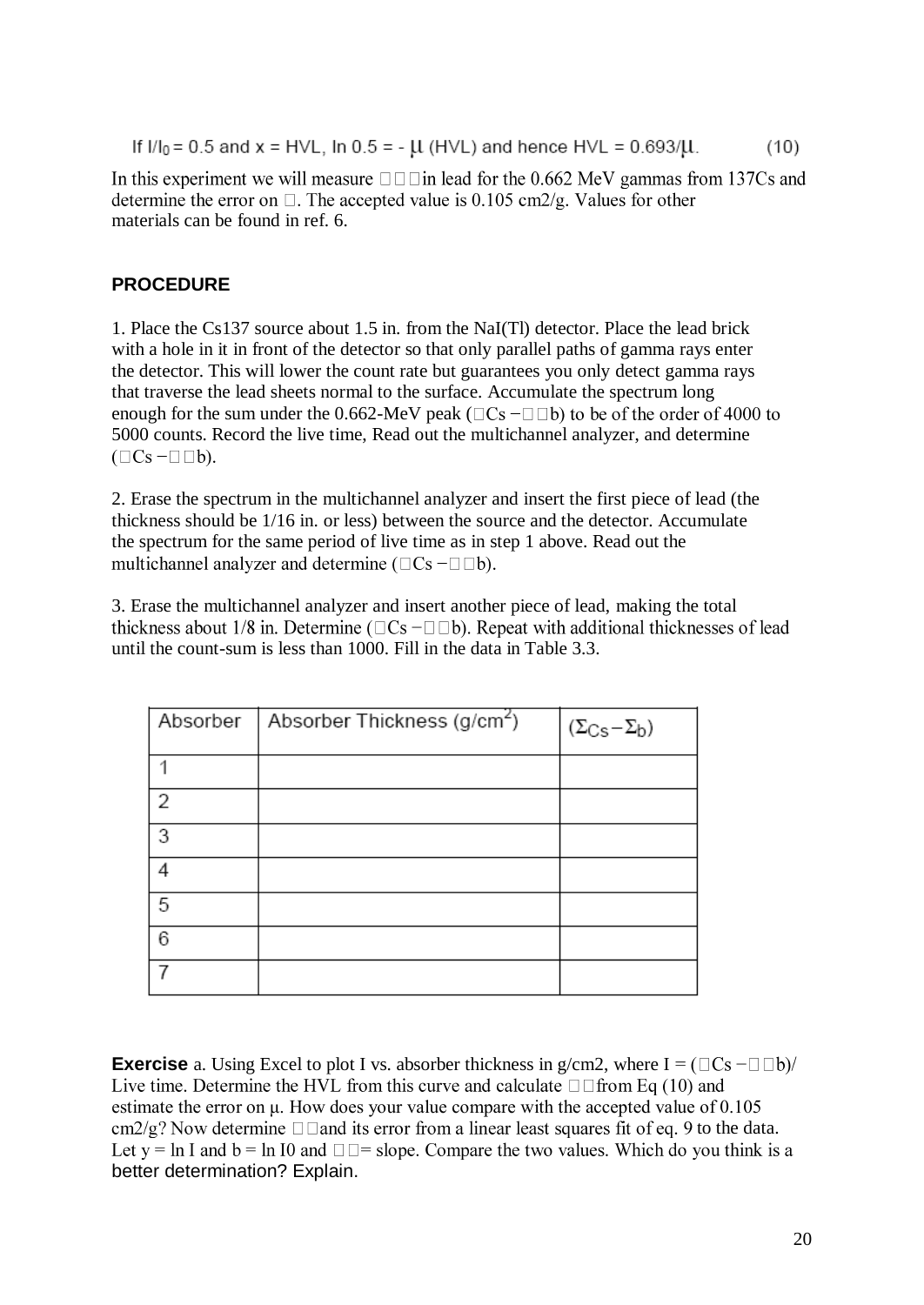If $I/I_0 = 0.5$ and $x$ = HVL, $\ln 0.5 = -\mu$ (HVL) and hence HVL = $0.693/\mu$. (10)

In this experiment we will measure $\mu$ in lead for the 0.662 MeV gammas from 137Cs and determine the error on $\mu$. The accepted value is 0.105 cm2/g. Values for other materials can be found in ref. 6.

## PROCEDURE

1. Place the Cs137 source about 1.5 in. from the NaI(Tl) detector. Place the lead brick with a hole in it in front of the detector so that only parallel paths of gamma rays enter the detector. This will lower the count rate but guarantees you only detect gamma rays that traverse the lead sheets normal to the surface. Accumulate the spectrum long enough for the sum under the 0.662-MeV peak ($\Sigma_{Cs} - \Sigma_b$) to be of the order of 4000 to 5000 counts. Record the live time, Read out the multichannel analyzer, and determine ($\Sigma_{Cs} - \Sigma_b$).

2. Erase the spectrum in the multichannel analyzer and insert the first piece of lead (the thickness should be 1/16 in. or less) between the source and the detector. Accumulate the spectrum for the same period of live time as in step 1 above. Read out the multichannel analyzer and determine ($\Sigma_{Cs} - \Sigma_b$).

3. Erase the multichannel analyzer and insert another piece of lead, making the total thickness about 1/8 in. Determine ($\Sigma_{Cs} - \Sigma_b$). Repeat with additional thicknesses of lead until the count-sum is less than 1000. Fill in the data in Table 3.3.

| Absorber | Absorber Thickness (g/cm$^2$) | ($\Sigma_{Cs} - \Sigma_b$) |
|---|---|---|
| 1 | | |
| 2 | | |
| 3 | | |
| 4 | | |
| 5 | | |
| 6 | | |
| 7 | | |

**Exercise** a. Using Excel to plot I vs. absorber thickness in g/cm2, where $I = (\Sigma_{Cs} - \Sigma_b)/$ Live time. Determine the HVL from this curve and calculate $\mu$ from Eq (10) and estimate the error on $\mu$. How does your value compare with the accepted value of 0.105 cm2/g? Now determine $\mu$ and its error from a linear least squares fit of eq. 9 to the data. Let $y = \ln I$ and $b = \ln I_0$ and $-\mu$ = slope. Compare the two values. Which do you think is a better determination? Explain.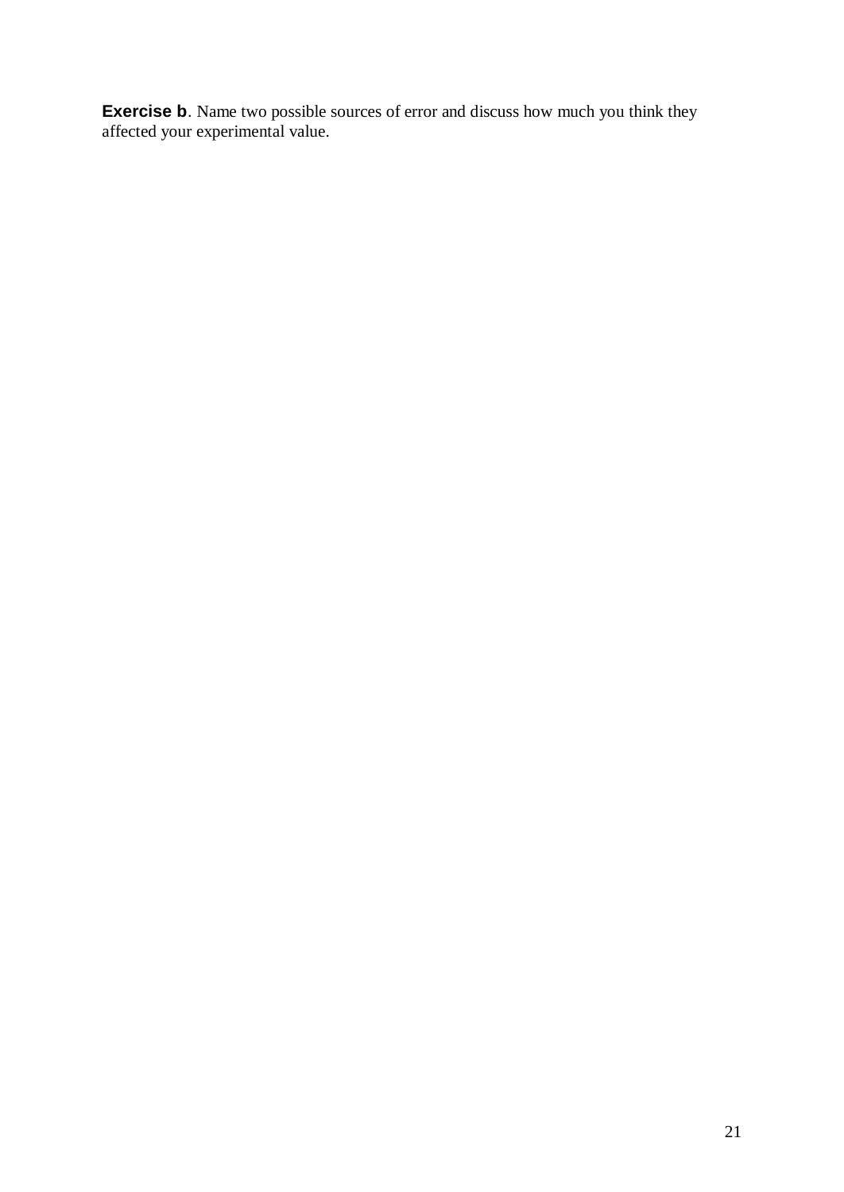**Exercise b**. Name two possible sources of error and discuss how much you think they affected your experimental value.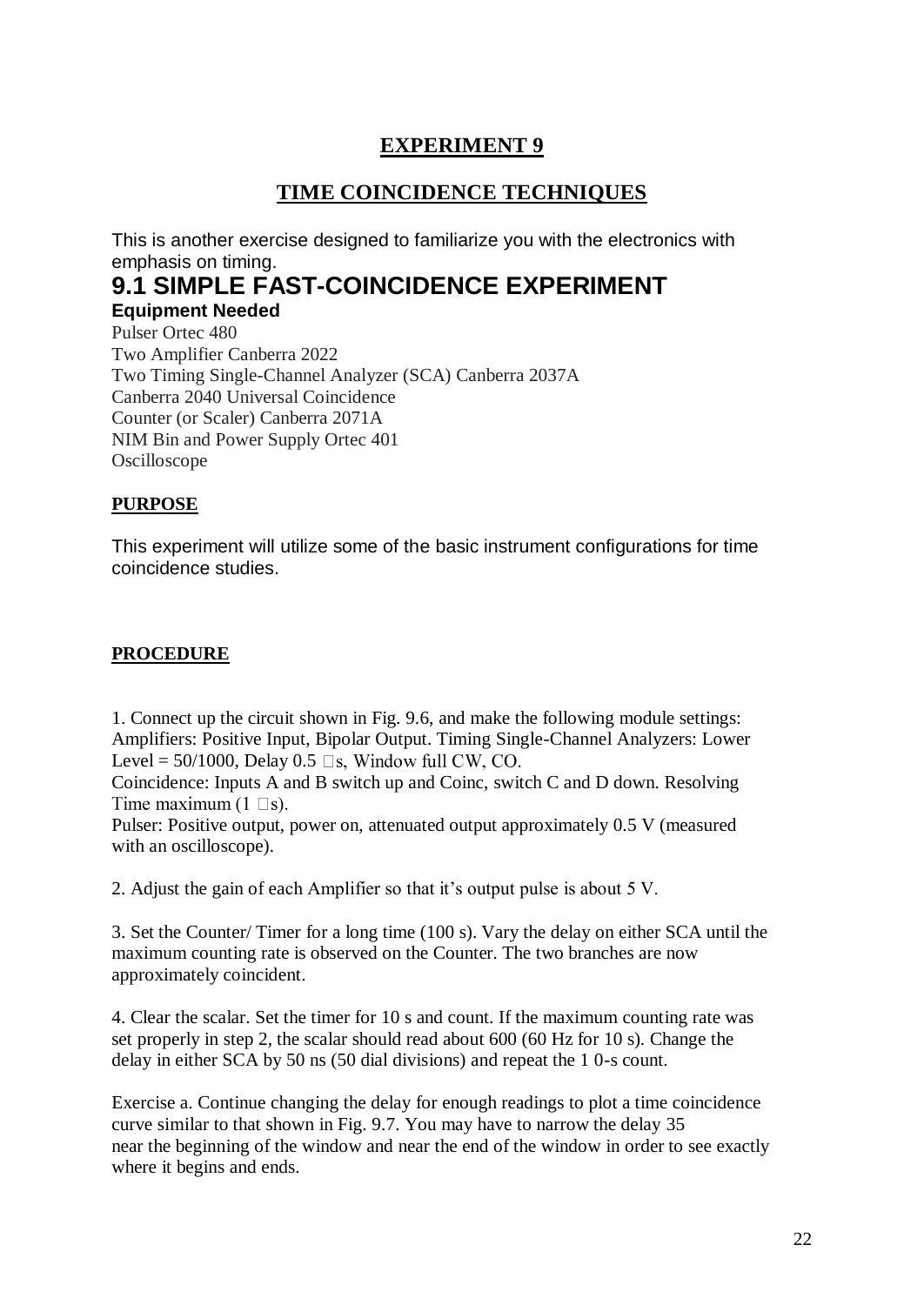# EXPERIMENT 9

## TIME COINCIDENCE TECHNIQUES

This is another exercise designed to familiarize you with the electronics with emphasis on timing.

## 9.1 SIMPLE FAST-COINCIDENCE EXPERIMENT

### Equipment Needed

Pulser Ortec 480
Two Amplifier Canberra 2022
Two Timing Single-Channel Analyzer (SCA) Canberra 2037A
Canberra 2040 Universal Coincidence
Counter (or Scaler) Canberra 2071A
NIM Bin and Power Supply Ortec 401
Oscilloscope

**PURPOSE**

This experiment will utilize some of the basic instrument configurations for time coincidence studies.

**PROCEDURE**

1. Connect up the circuit shown in Fig. 9.6, and make the following module settings: Amplifiers: Positive Input, Bipolar Output. Timing Single-Channel Analyzers: Lower Level = 50/1000, Delay 0.5 μs, Window full CW, CO.
Coincidence: Inputs A and B switch up and Coinc, switch C and D down. Resolving Time maximum (1 μs).
Pulser: Positive output, power on, attenuated output approximately 0.5 V (measured with an oscilloscope).

2. Adjust the gain of each Amplifier so that it's output pulse is about 5 V.

3. Set the Counter/ Timer for a long time (100 s). Vary the delay on either SCA until the maximum counting rate is observed on the Counter. The two branches are now approximately coincident.

4. Clear the scalar. Set the timer for 10 s and count. If the maximum counting rate was set properly in step 2, the scalar should read about 600 (60 Hz for 10 s). Change the delay in either SCA by 50 ns (50 dial divisions) and repeat the 1 0-s count.

Exercise a. Continue changing the delay for enough readings to plot a time coincidence curve similar to that shown in Fig. 9.7. You may have to narrow the delay 35 near the beginning of the window and near the end of the window in order to see exactly where it begins and ends.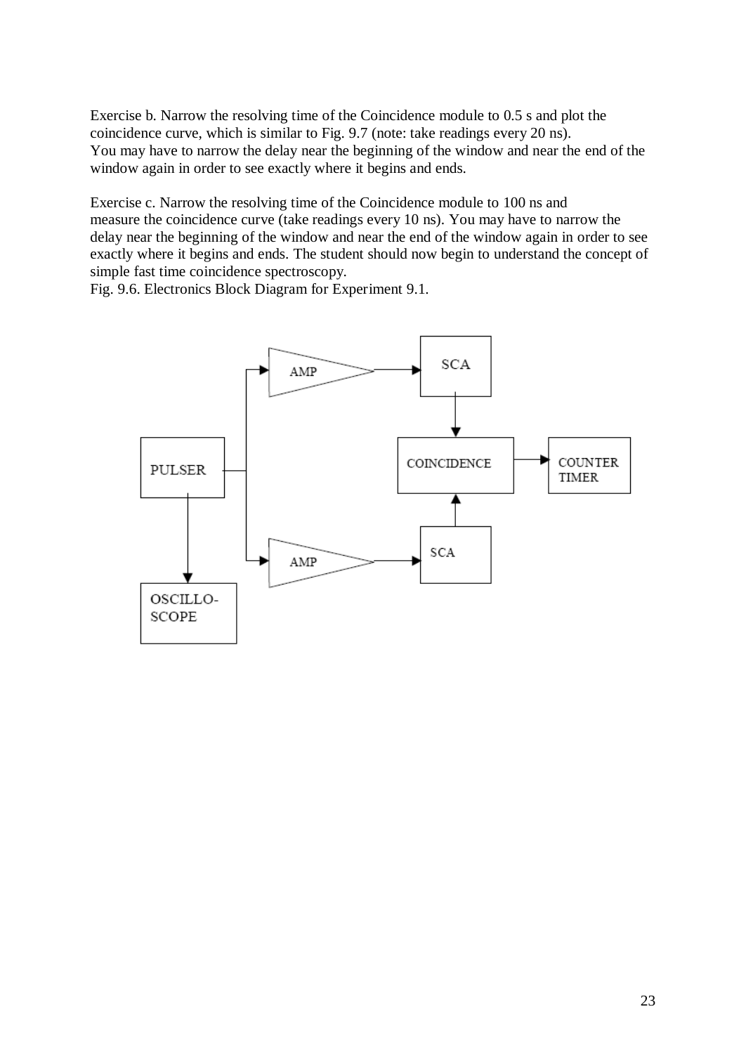Exercise b. Narrow the resolving time of the Coincidence module to 0.5 s and plot the coincidence curve, which is similar to Fig. 9.7 (note: take readings every 20 ns). You may have to narrow the delay near the beginning of the window and near the end of the window again in order to see exactly where it begins and ends.

Exercise c. Narrow the resolving time of the Coincidence module to 100 ns and measure the coincidence curve (take readings every 10 ns). You may have to narrow the delay near the beginning of the window and near the end of the window again in order to see exactly where it begins and ends. The student should now begin to understand the concept of simple fast time coincidence spectroscopy.

Fig. 9.6. Electronics Block Diagram for Experiment 9.1.

PULSER

AMP

SCA

COINCIDENCE

COUNTER TIMER

AMP

SCA

OSCILLO-SCOPE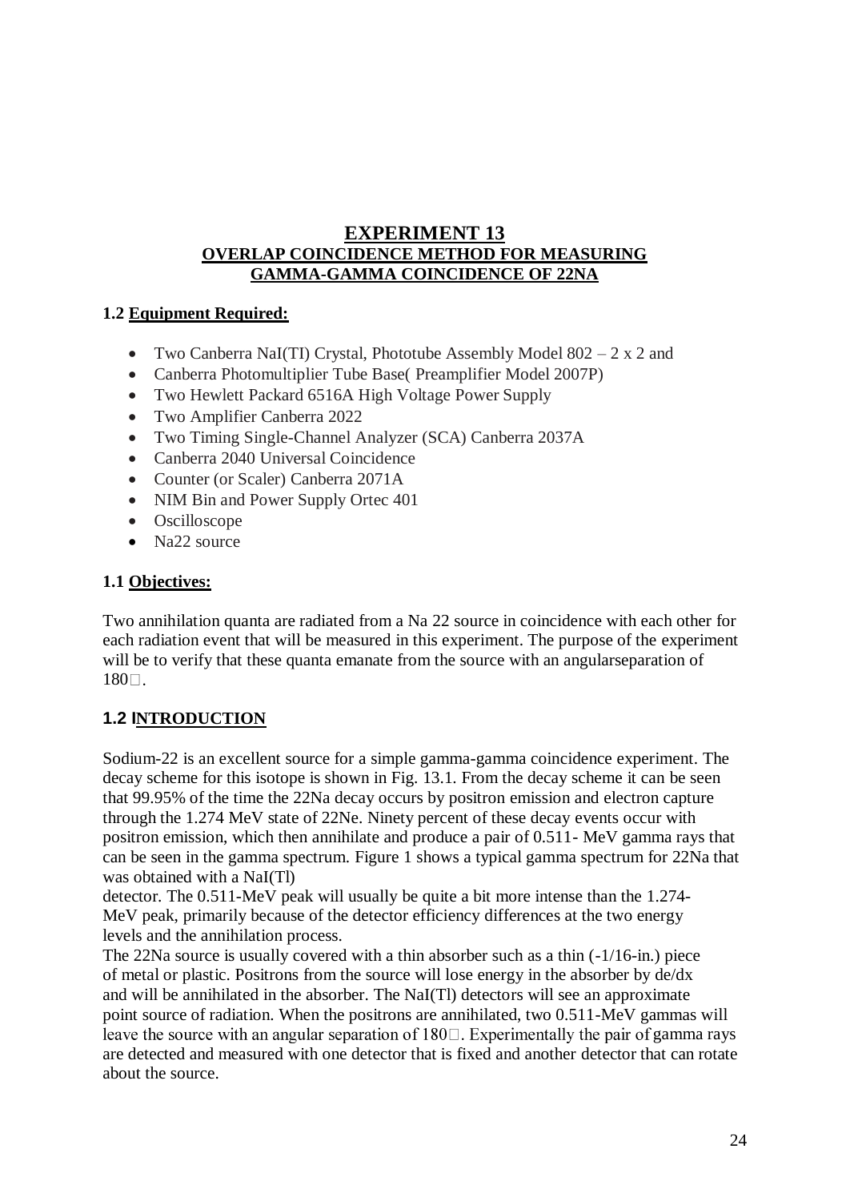# EXPERIMENT 13

## OVERLAP COINCIDENCE METHOD FOR MEASURING GAMMA-GAMMA COINCIDENCE OF 22NA

### 1.2 Equipment Required:

- Two Canberra NaI(TI) Crystal, Phototube Assembly Model 802 – 2 x 2 and
- Canberra Photomultiplier Tube Base( Preamplifier Model 2007P)
- Two Hewlett Packard 6516A High Voltage Power Supply
- Two Amplifier Canberra 2022
- Two Timing Single-Channel Analyzer (SCA) Canberra 2037A
- Canberra 2040 Universal Coincidence
- Counter (or Scaler) Canberra 2071A
- NIM Bin and Power Supply Ortec 401
- Oscilloscope
- Na22 source

### 1.1 Objectives:

Two annihilation quanta are radiated from a Na 22 source in coincidence with each other for each radiation event that will be measured in this experiment. The purpose of the experiment will be to verify that these quanta emanate from the source with an angularseparation of 180□.

### 1.2 INTRODUCTION

Sodium-22 is an excellent source for a simple gamma-gamma coincidence experiment. The decay scheme for this isotope is shown in Fig. 13.1. From the decay scheme it can be seen that 99.95% of the time the 22Na decay occurs by positron emission and electron capture through the 1.274 MeV state of 22Ne. Ninety percent of these decay events occur with positron emission, which then annihilate and produce a pair of 0.511- MeV gamma rays that can be seen in the gamma spectrum. Figure 1 shows a typical gamma spectrum for 22Na that was obtained with a NaI(Tl)
detector. The 0.511-MeV peak will usually be quite a bit more intense than the 1.274-MeV peak, primarily because of the detector efficiency differences at the two energy levels and the annihilation process.
The 22Na source is usually covered with a thin absorber such as a thin (-1/16-in.) piece of metal or plastic. Positrons from the source will lose energy in the absorber by de/dx and will be annihilated in the absorber. The NaI(Tl) detectors will see an approximate point source of radiation. When the positrons are annihilated, two 0.511-MeV gammas will leave the source with an angular separation of 180□. Experimentally the pair of gamma rays are detected and measured with one detector that is fixed and another detector that can rotate about the source.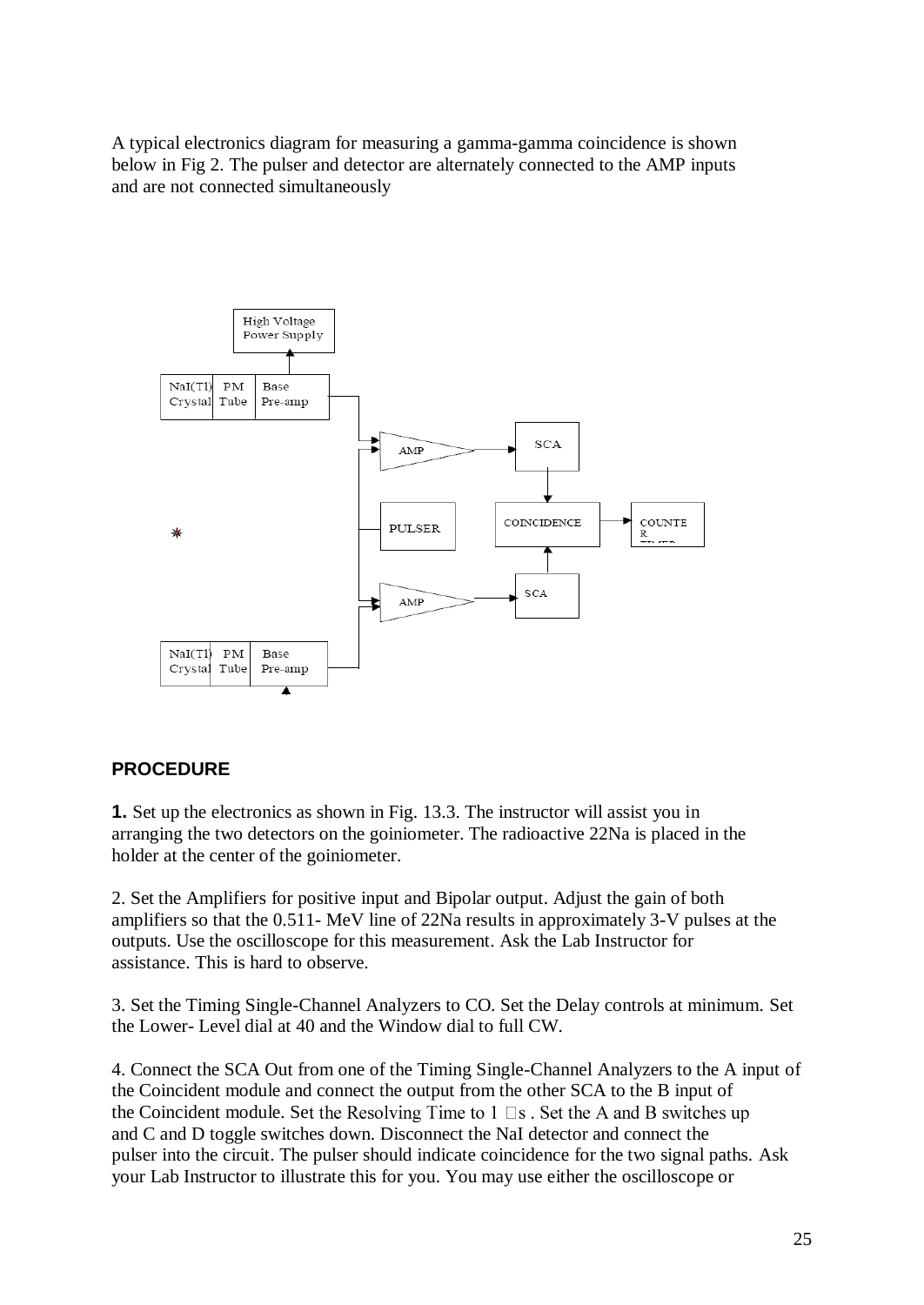A typical electronics diagram for measuring a gamma-gamma coincidence is shown below in Fig 2. The pulser and detector are alternately connected to the AMP inputs and are not connected simultaneously

## PROCEDURE

**1.** Set up the electronics as shown in Fig. 13.3. The instructor will assist you in arranging the two detectors on the goiniometer. The radioactive 22Na is placed in the holder at the center of the goiniometer.

2. Set the Amplifiers for positive input and Bipolar output. Adjust the gain of both amplifiers so that the 0.511- MeV line of 22Na results in approximately 3-V pulses at the outputs. Use the oscilloscope for this measurement. Ask the Lab Instructor for assistance. This is hard to observe.

3. Set the Timing Single-Channel Analyzers to CO. Set the Delay controls at minimum. Set the Lower- Level dial at 40 and the Window dial to full CW.

4. Connect the SCA Out from one of the Timing Single-Channel Analyzers to the A input of the Coincident module and connect the output from the other SCA to the B input of the Coincident module. Set the Resolving Time to 1 μs . Set the A and B switches up and C and D toggle switches down. Disconnect the NaI detector and connect the pulser into the circuit. The pulser should indicate coincidence for the two signal paths. Ask your Lab Instructor to illustrate this for you. You may use either the oscilloscope or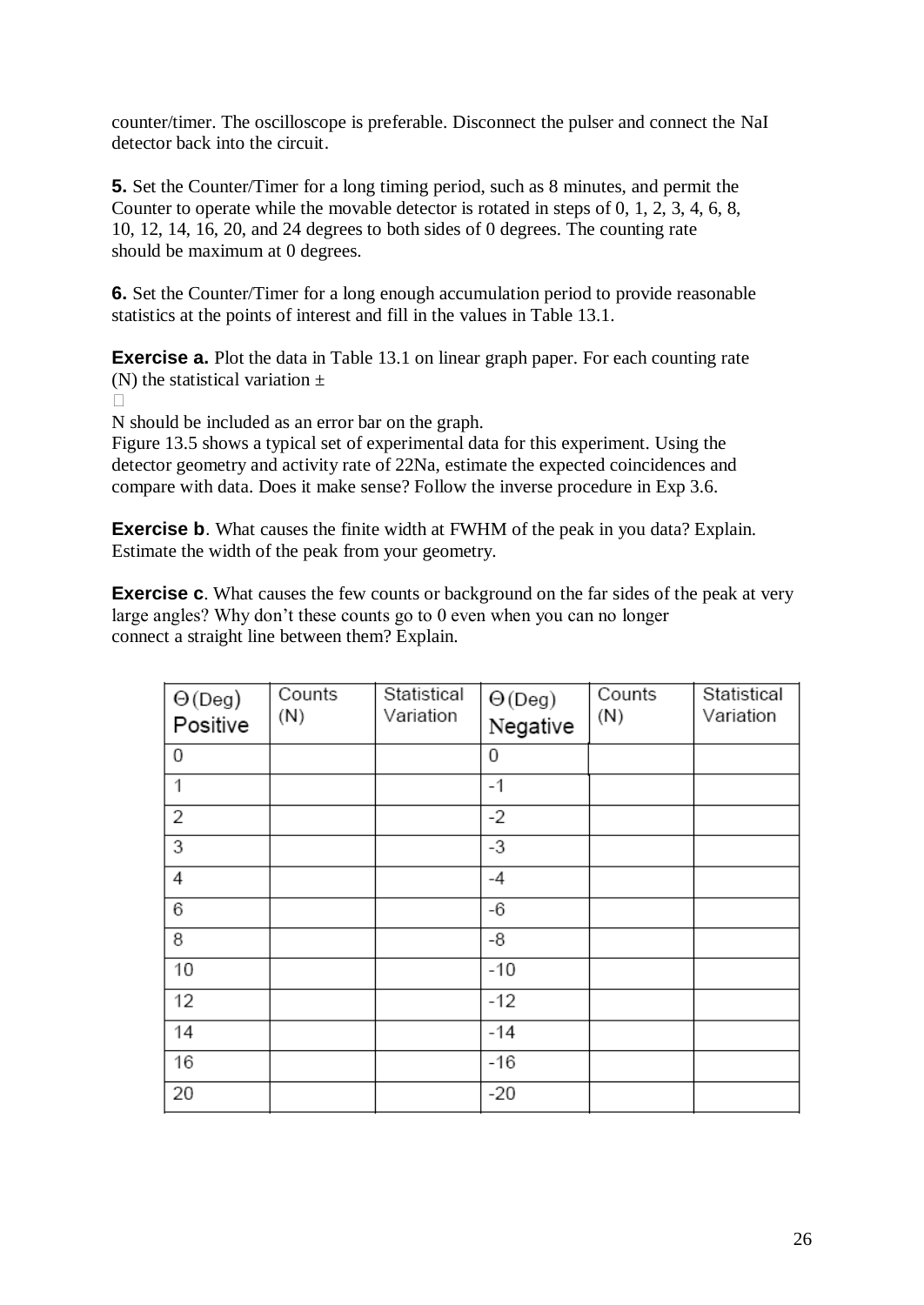counter/timer. The oscilloscope is preferable. Disconnect the pulser and connect the NaI detector back into the circuit.

**5.** Set the Counter/Timer for a long timing period, such as 8 minutes, and permit the Counter to operate while the movable detector is rotated in steps of 0, 1, 2, 3, 4, 6, 8, 10, 12, 14, 16, 20, and 24 degrees to both sides of 0 degrees. The counting rate should be maximum at 0 degrees.

**6.** Set the Counter/Timer for a long enough accumulation period to provide reasonable statistics at the points of interest and fill in the values in Table 13.1.

**Exercise a.** Plot the data in Table 13.1 on linear graph paper. For each counting rate (N) the statistical variation ± 

N should be included as an error bar on the graph.
Figure 13.5 shows a typical set of experimental data for this experiment. Using the detector geometry and activity rate of 22Na, estimate the expected coincidences and compare with data. Does it make sense? Follow the inverse procedure in Exp 3.6.

**Exercise b**. What causes the finite width at FWHM of the peak in you data? Explain. Estimate the width of the peak from your geometry.

**Exercise c**. What causes the few counts or background on the far sides of the peak at very large angles? Why don't these counts go to 0 even when you can no longer connect a straight line between them? Explain.

| Θ (Deg) Positive | Counts (N) | Statistical Variation | Θ (Deg) Negative | Counts (N) | Statistical Variation |
|---|---|---|---|---|---|
| 0 | | | 0 | | |
| 1 | | | -1 | | |
| 2 | | | -2 | | |
| 3 | | | -3 | | |
| 4 | | | -4 | | |
| 6 | | | -6 | | |
| 8 | | | -8 | | |
| 10 | | | -10 | | |
| 12 | | | -12 | | |
| 14 | | | -14 | | |
| 16 | | | -16 | | |
| 20 | | | -20 | | |